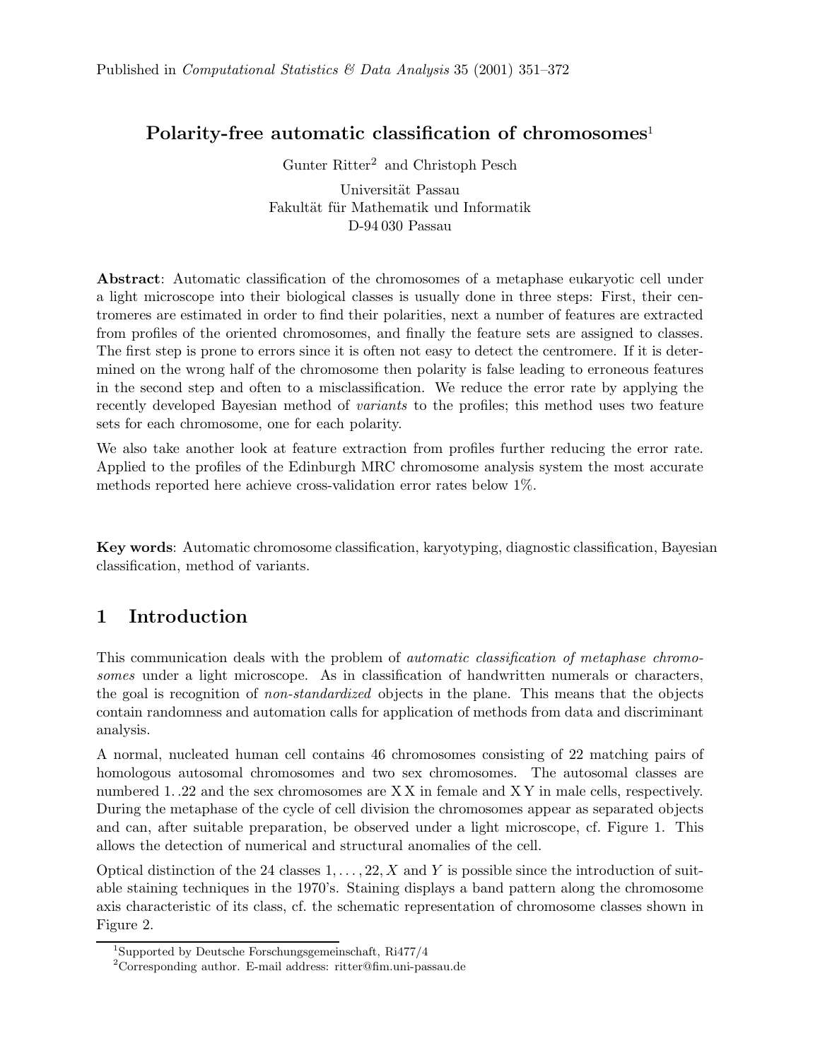Published in *Computational Statistics & Data Analysis* 35 (2001) 351–372

# Polarity-free automatic classification of chromosomes[1]

Gunter Ritter[2] and Christoph Pesch

Universität Passau
Fakultät für Mathematik und Informatik
D-94 030 Passau

**Abstract**: Automatic classification of the chromosomes of a metaphase eukaryotic cell under a light microscope into their biological classes is usually done in three steps: First, their centromeres are estimated in order to find their polarities, next a number of features are extracted from profiles of the oriented chromosomes, and finally the feature sets are assigned to classes. The first step is prone to errors since it is often not easy to detect the centromere. If it is determined on the wrong half of the chromosome then polarity is false leading to erroneous features in the second step and often to a misclassification. We reduce the error rate by applying the recently developed Bayesian method of *variants* to the profiles; this method uses two feature sets for each chromosome, one for each polarity.

We also take another look at feature extraction from profiles further reducing the error rate. Applied to the profiles of the Edinburgh MRC chromosome analysis system the most accurate methods reported here achieve cross-validation error rates below 1%.

**Key words**: Automatic chromosome classification, karyotyping, diagnostic classification, Bayesian classification, method of variants.

## 1 Introduction

This communication deals with the problem of *automatic classification of metaphase chromosomes* under a light microscope. As in classification of handwritten numerals or characters, the goal is recognition of *non-standardized* objects in the plane. This means that the objects contain randomness and automation calls for application of methods from data and discriminant analysis.

A normal, nucleated human cell contains 46 chromosomes consisting of 22 matching pairs of homologous autosomal chromosomes and two sex chromosomes. The autosomal classes are numbered 1. .22 and the sex chromosomes are X X in female and X Y in male cells, respectively. During the metaphase of the cycle of cell division the chromosomes appear as separated objects and can, after suitable preparation, be observed under a light microscope, cf. Figure 1. This allows the detection of numerical and structural anomalies of the cell.

Optical distinction of the 24 classes $1, \ldots, 22, X$ and $Y$ is possible since the introduction of suitable staining techniques in the 1970's. Staining displays a band pattern along the chromosome axis characteristic of its class, cf. the schematic representation of chromosome classes shown in Figure 2.

[1] Supported by Deutsche Forschungsgemeinschaft, Ri477/4

[2] Corresponding author. E-mail address: ritter@fim.uni-passau.de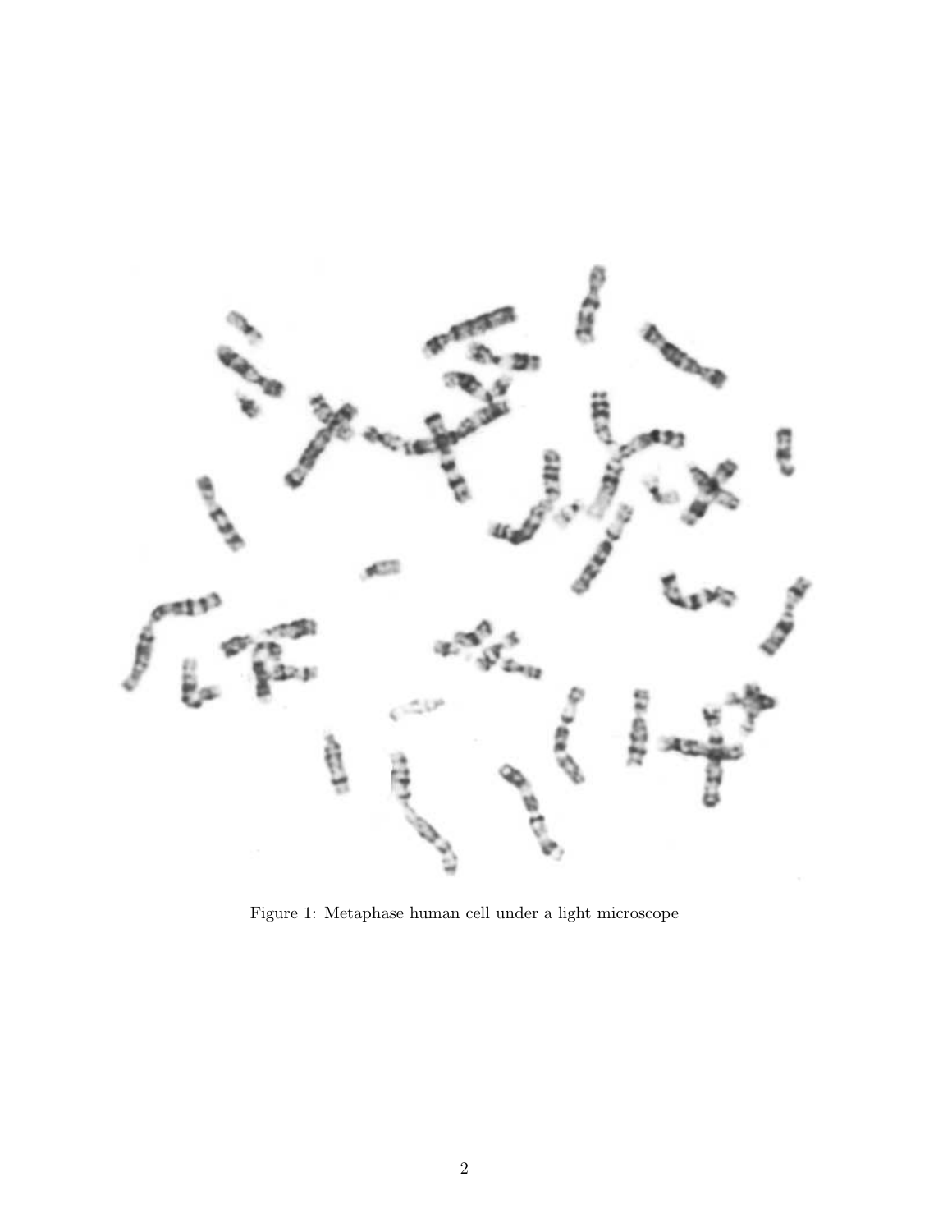Figure 1: Metaphase human cell under a light microscope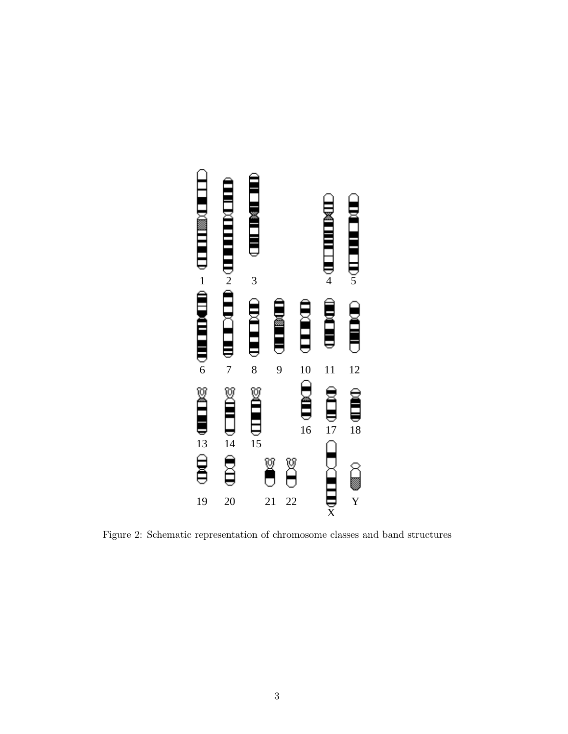Figure 2: Schematic representation of chromosome classes and band structures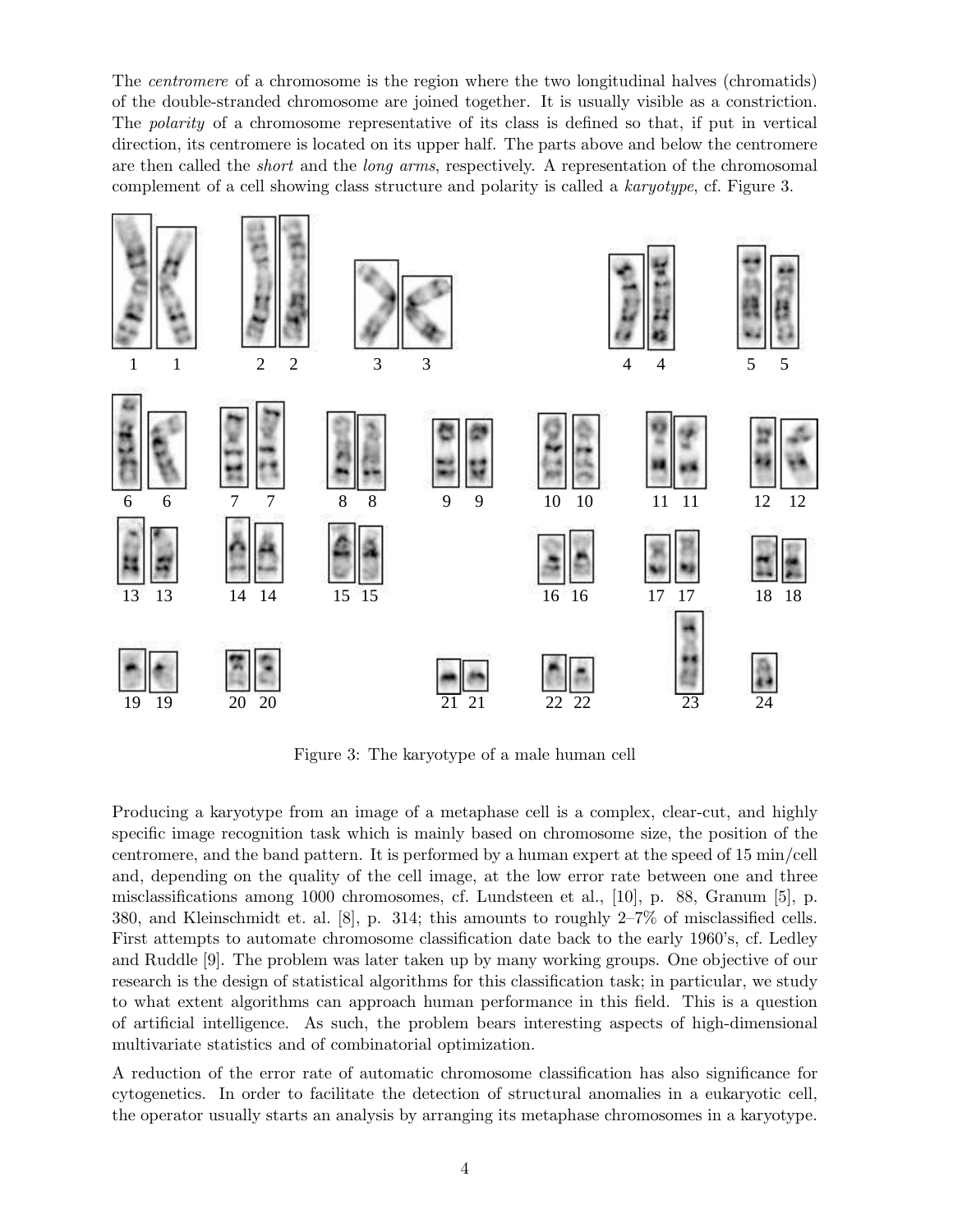The *centromere* of a chromosome is the region where the two longitudinal halves (chromatids) of the double-stranded chromosome are joined together. It is usually visible as a constriction. The *polarity* of a chromosome representative of its class is defined so that, if put in vertical direction, its centromere is located on its upper half. The parts above and below the centromere are then called the *short* and the *long arms*, respectively. A representation of the chromosomal complement of a cell showing class structure and polarity is called a *karyotype*, cf. Figure 3.

Figure 3: The karyotype of a male human cell

Producing a karyotype from an image of a metaphase cell is a complex, clear-cut, and highly specific image recognition task which is mainly based on chromosome size, the position of the centromere, and the band pattern. It is performed by a human expert at the speed of 15 min/cell and, depending on the quality of the cell image, at the low error rate between one and three misclassifications among 1000 chromosomes, cf. Lundsteen et al., [10], p. 88, Granum [5], p. 380, and Kleinschmidt et. al. [8], p. 314; this amounts to roughly 2–7% of misclassified cells. First attempts to automate chromosome classification date back to the early 1960's, cf. Ledley and Ruddle [9]. The problem was later taken up by many working groups. One objective of our research is the design of statistical algorithms for this classification task; in particular, we study to what extent algorithms can approach human performance in this field. This is a question of artificial intelligence. As such, the problem bears interesting aspects of high-dimensional multivariate statistics and of combinatorial optimization.

A reduction of the error rate of automatic chromosome classification has also significance for cytogenetics. In order to facilitate the detection of structural anomalies in a eukaryotic cell, the operator usually starts an analysis by arranging its metaphase chromosomes in a karyotype.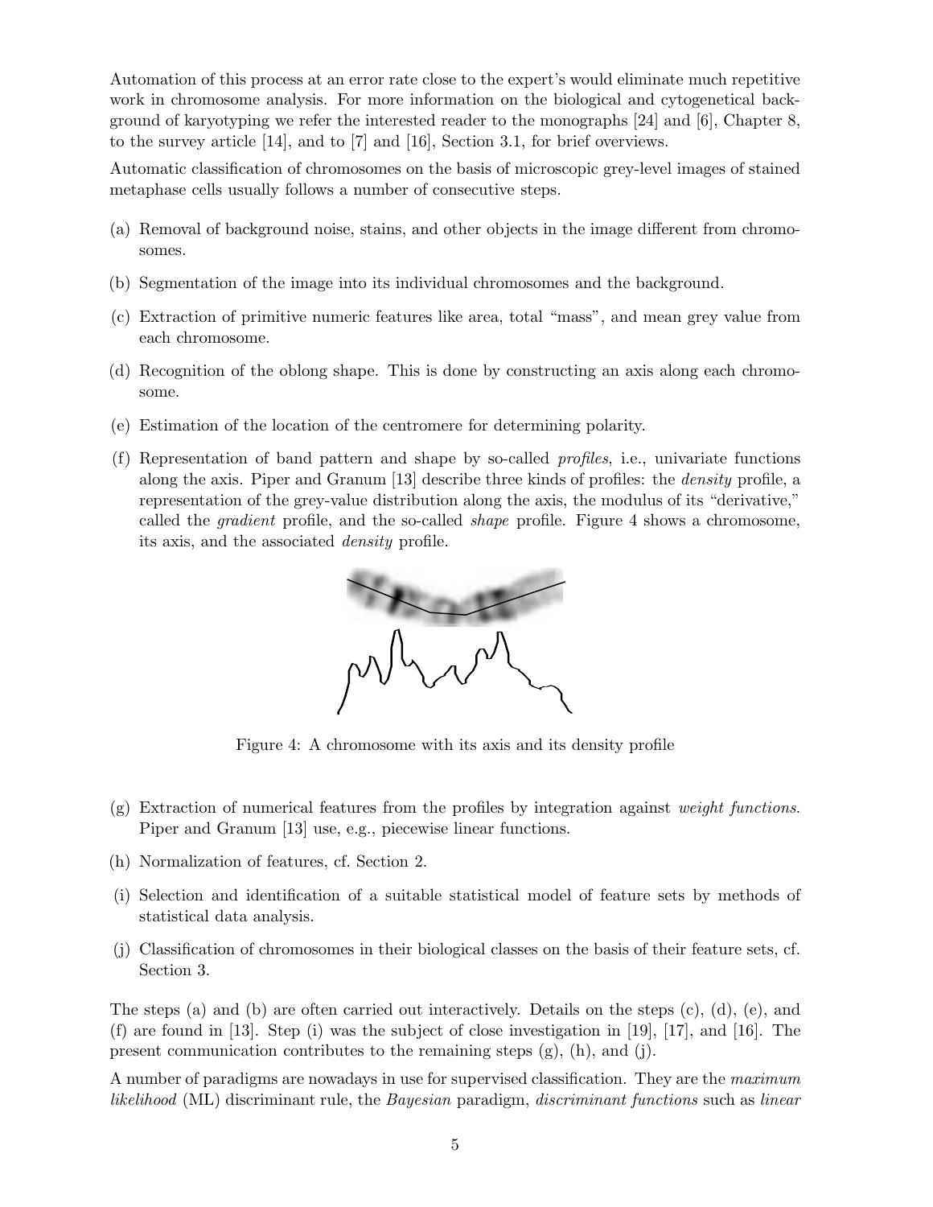Automation of this process at an error rate close to the expert's would eliminate much repetitive work in chromosome analysis. For more information on the biological and cytogenetical background of karyotyping we refer the interested reader to the monographs [24] and [6], Chapter 8, to the survey article [14], and to [7] and [16], Section 3.1, for brief overviews.

Automatic classification of chromosomes on the basis of microscopic grey-level images of stained metaphase cells usually follows a number of consecutive steps.

(a) Removal of background noise, stains, and other objects in the image different from chromosomes.

(b) Segmentation of the image into its individual chromosomes and the background.

(c) Extraction of primitive numeric features like area, total "mass", and mean grey value from each chromosome.

(d) Recognition of the oblong shape. This is done by constructing an axis along each chromosome.

(e) Estimation of the location of the centromere for determining polarity.

(f) Representation of band pattern and shape by so-called *profiles*, i.e., univariate functions along the axis. Piper and Granum [13] describe three kinds of profiles: the *density* profile, a representation of the grey-value distribution along the axis, the modulus of its "derivative," called the *gradient* profile, and the so-called *shape* profile. Figure 4 shows a chromosome, its axis, and the associated *density* profile.

Figure 4: A chromosome with its axis and its density profile

(g) Extraction of numerical features from the profiles by integration against *weight functions*. Piper and Granum [13] use, e.g., piecewise linear functions.

(h) Normalization of features, cf. Section 2.

(i) Selection and identification of a suitable statistical model of feature sets by methods of statistical data analysis.

(j) Classification of chromosomes in their biological classes on the basis of their feature sets, cf. Section 3.

The steps (a) and (b) are often carried out interactively. Details on the steps (c), (d), (e), and (f) are found in [13]. Step (i) was the subject of close investigation in [19], [17], and [16]. The present communication contributes to the remaining steps (g), (h), and (j).

A number of paradigms are nowadays in use for supervised classification. They are the *maximum likelihood* (ML) discriminant rule, the *Bayesian* paradigm, *discriminant functions* such as *linear*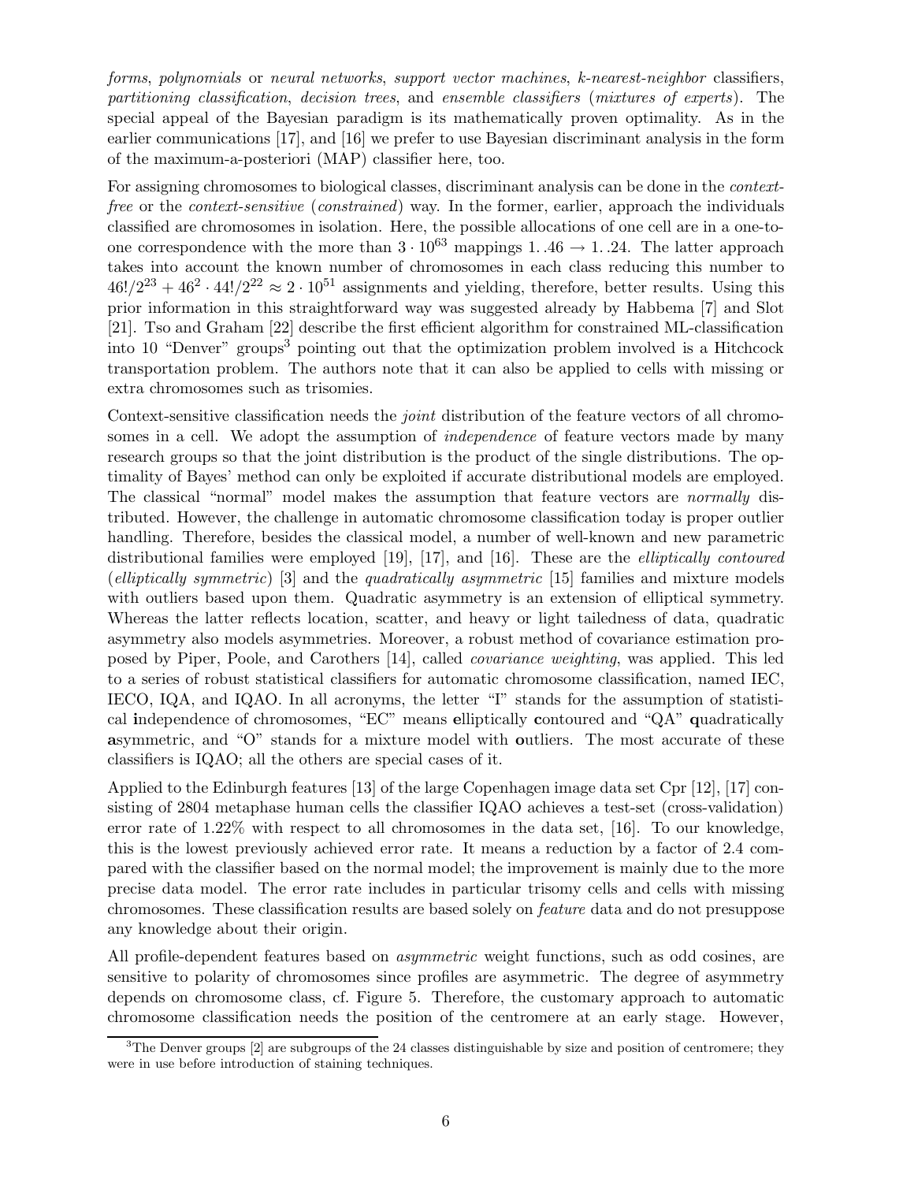*forms*, *polynomials* or *neural networks*, *support vector machines*, *k-nearest-neighbor* classifiers, *partitioning classification*, *decision trees*, and *ensemble classifiers* (*mixtures of experts*). The special appeal of the Bayesian paradigm is its mathematically proven optimality. As in the earlier communications [17], and [16] we prefer to use Bayesian discriminant analysis in the form of the maximum-a-posteriori (MAP) classifier here, too.

For assigning chromosomes to biological classes, discriminant analysis can be done in the *context-free* or the *context-sensitive* (*constrained*) way. In the former, earlier, approach the individuals classified are chromosomes in isolation. Here, the possible allocations of one cell are in a one-to-one correspondence with the more than $3 \cdot 10^{63}$ mappings $1..46 \to 1..24$. The latter approach takes into account the known number of chromosomes in each class reducing this number to $46!/2^{23} + 46^2 \cdot 44!/2^{22} \approx 2 \cdot 10^{51}$ assignments and yielding, therefore, better results. Using this prior information in this straightforward way was suggested already by Habbema [7] and Slot [21]. Tso and Graham [22] describe the first efficient algorithm for constrained ML-classification into 10 "Denver" groups[3] pointing out that the optimization problem involved is a Hitchcock transportation problem. The authors note that it can also be applied to cells with missing or extra chromosomes such as trisomies.

Context-sensitive classification needs the *joint* distribution of the feature vectors of all chromosomes in a cell. We adopt the assumption of *independence* of feature vectors made by many research groups so that the joint distribution is the product of the single distributions. The optimality of Bayes' method can only be exploited if accurate distributional models are employed. The classical "normal" model makes the assumption that feature vectors are *normally* distributed. However, the challenge in automatic chromosome classification today is proper outlier handling. Therefore, besides the classical model, a number of well-known and new parametric distributional families were employed [19], [17], and [16]. These are the *elliptically contoured* (*elliptically symmetric*) [3] and the *quadratically asymmetric* [15] families and mixture models with outliers based upon them. Quadratic asymmetry is an extension of elliptical symmetry. Whereas the latter reflects location, scatter, and heavy or light tailedness of data, quadratic asymmetry also models asymmetries. Moreover, a robust method of covariance estimation proposed by Piper, Poole, and Carothers [14], called *covariance weighting*, was applied. This led to a series of robust statistical classifiers for automatic chromosome classification, named IEC, IECO, IQA, and IQAO. In all acronyms, the letter "I" stands for the assumption of statistical **i**ndependence of chromosomes, "EC" means **e**lliptically **c**ontoured and "QA" **q**uadratically **a**symmetric, and "O" stands for a mixture model with **o**utliers. The most accurate of these classifiers is IQAO; all the others are special cases of it.

Applied to the Edinburgh features [13] of the large Copenhagen image data set Cpr [12], [17] consisting of 2804 metaphase human cells the classifier IQAO achieves a test-set (cross-validation) error rate of 1.22% with respect to all chromosomes in the data set, [16]. To our knowledge, this is the lowest previously achieved error rate. It means a reduction by a factor of 2.4 compared with the classifier based on the normal model; the improvement is mainly due to the more precise data model. The error rate includes in particular trisomy cells and cells with missing chromosomes. These classification results are based solely on *feature* data and do not presuppose any knowledge about their origin.

All profile-dependent features based on *asymmetric* weight functions, such as odd cosines, are sensitive to polarity of chromosomes since profiles are asymmetric. The degree of asymmetry depends on chromosome class, cf. Figure 5. Therefore, the customary approach to automatic chromosome classification needs the position of the centromere at an early stage. However,

[3] The Denver groups [2] are subgroups of the 24 classes distinguishable by size and position of centromere; they were in use before introduction of staining techniques.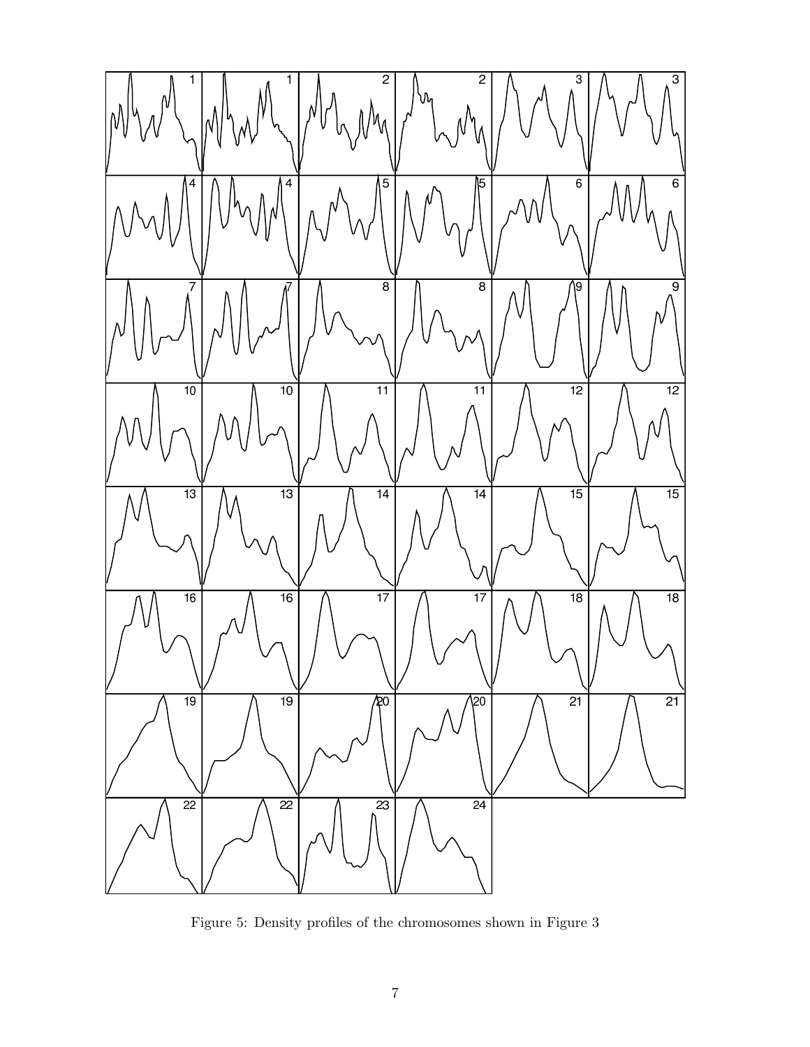Figure 5: Density profiles of the chromosomes shown in Figure 3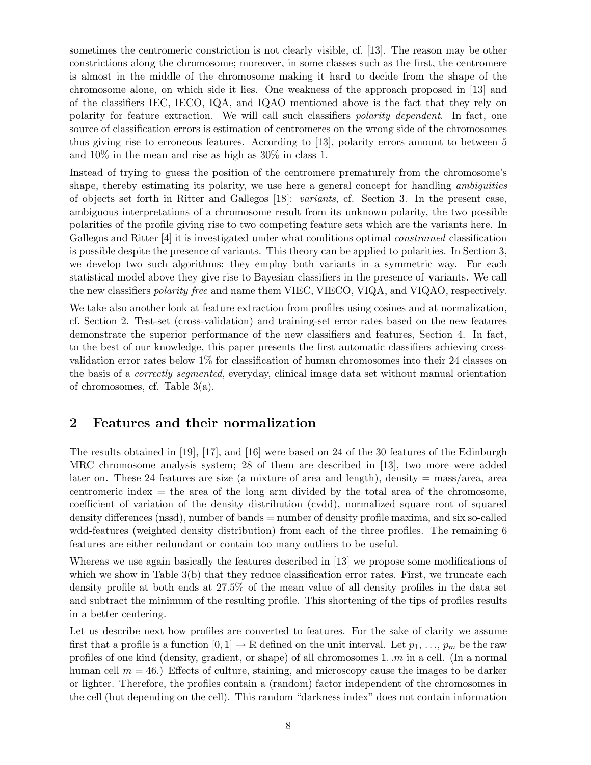sometimes the centromeric constriction is not clearly visible, cf. [13]. The reason may be other constrictions along the chromosome; moreover, in some classes such as the first, the centromere is almost in the middle of the chromosome making it hard to decide from the shape of the chromosome alone, on which side it lies. One weakness of the approach proposed in [13] and of the classifiers IEC, IECO, IQA, and IQAO mentioned above is the fact that they rely on polarity for feature extraction. We will call such classifiers *polarity dependent*. In fact, one source of classification errors is estimation of centromeres on the wrong side of the chromosomes thus giving rise to erroneous features. According to [13], polarity errors amount to between 5 and 10% in the mean and rise as high as 30% in class 1.

Instead of trying to guess the position of the centromere prematurely from the chromosome's shape, thereby estimating its polarity, we use here a general concept for handling *ambiguities* of objects set forth in Ritter and Gallegos [18]: *variants*, cf. Section 3. In the present case, ambiguous interpretations of a chromosome result from its unknown polarity, the two possible polarities of the profile giving rise to two competing feature sets which are the variants here. In Gallegos and Ritter [4] it is investigated under what conditions optimal *constrained* classification is possible despite the presence of variants. This theory can be applied to polarities. In Section 3, we develop two such algorithms; they employ both variants in a symmetric way. For each statistical model above they give rise to Bayesian classifiers in the presence of **v**ariants. We call the new classifiers *polarity free* and name them VIEC, VIECO, VIQA, and VIQAO, respectively.

We take also another look at feature extraction from profiles using cosines and at normalization, cf. Section 2. Test-set (cross-validation) and training-set error rates based on the new features demonstrate the superior performance of the new classifiers and features, Section 4. In fact, to the best of our knowledge, this paper presents the first automatic classifiers achieving cross-validation error rates below 1% for classification of human chromosomes into their 24 classes on the basis of a *correctly segmented*, everyday, clinical image data set without manual orientation of chromosomes, cf. Table 3(a).

## 2 Features and their normalization

The results obtained in [19], [17], and [16] were based on 24 of the 30 features of the Edinburgh MRC chromosome analysis system; 28 of them are described in [13], two more were added later on. These 24 features are size (a mixture of area and length), density = mass/area, area centromeric index = the area of the long arm divided by the total area of the chromosome, coefficient of variation of the density distribution (cvdd), normalized square root of squared density differences (nssd), number of bands = number of density profile maxima, and six so-called wdd-features (weighted density distribution) from each of the three profiles. The remaining 6 features are either redundant or contain too many outliers to be useful.

Whereas we use again basically the features described in [13] we propose some modifications of which we show in Table 3(b) that they reduce classification error rates. First, we truncate each density profile at both ends at 27.5% of the mean value of all density profiles in the data set and subtract the minimum of the resulting profile. This shortening of the tips of profiles results in a better centering.

Let us describe next how profiles are converted to features. For the sake of clarity we assume first that a profile is a function $[0,1] \to \mathbb{R}$ defined on the unit interval. Let $p_1, \ldots, p_m$ be the raw profiles of one kind (density, gradient, or shape) of all chromosomes $1..m$ in a cell. (In a normal human cell $m = 46$.) Effects of culture, staining, and microscopy cause the images to be darker or lighter. Therefore, the profiles contain a (random) factor independent of the chromosomes in the cell (but depending on the cell). This random "darkness index" does not contain information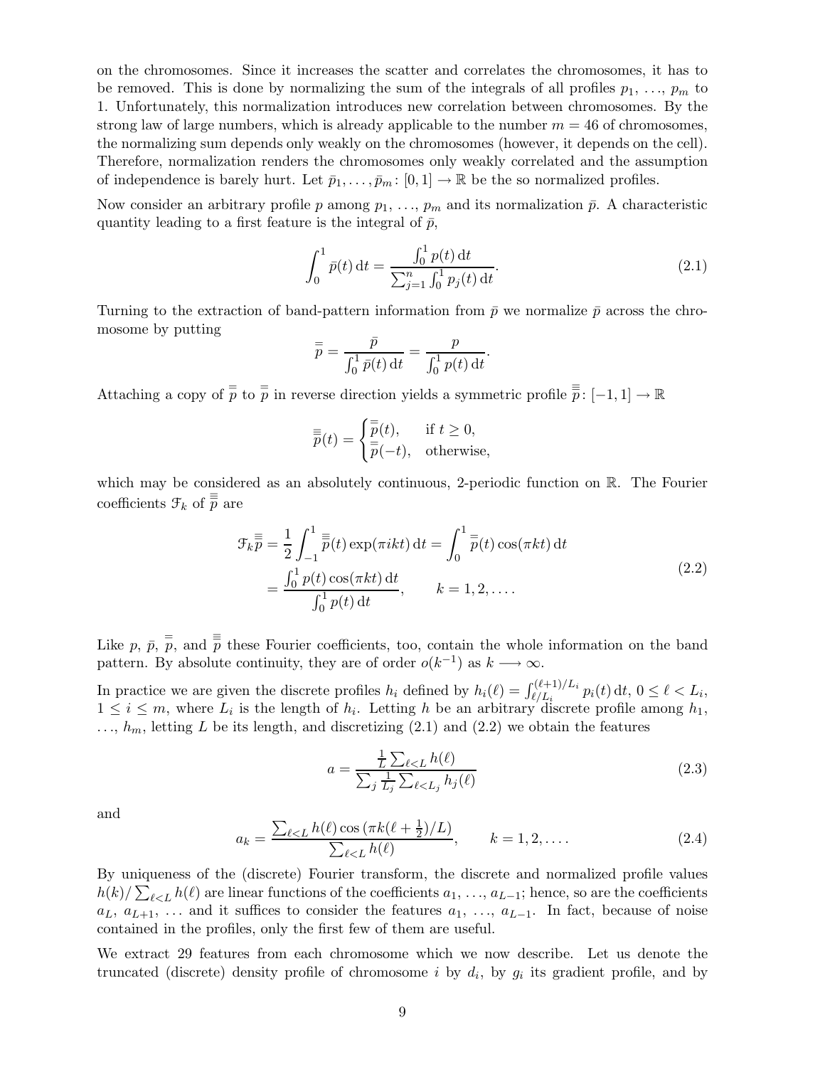on the chromosomes. Since it increases the scatter and correlates the chromosomes, it has to be removed. This is done by normalizing the sum of the integrals of all profiles $p_1, \ldots, p_m$ to 1. Unfortunately, this normalization introduces new correlation between chromosomes. By the strong law of large numbers, which is already applicable to the number $m = 46$ of chromosomes, the normalizing sum depends only weakly on the chromosomes (however, it depends on the cell). Therefore, normalization renders the chromosomes only weakly correlated and the assumption of independence is barely hurt. Let $\bar{p}_1, \ldots, \bar{p}_m \colon [0,1] \to \mathbb{R}$ be the so normalized profiles.

Now consider an arbitrary profile $p$ among $p_1, \ldots, p_m$ and its normalization $\bar{p}$. A characteristic quantity leading to a first feature is the integral of $\bar{p}$,

$$\int_0^1 \bar{p}(t)\,\mathrm{d}t = \frac{\int_0^1 p(t)\,\mathrm{d}t}{\sum_{j=1}^n \int_0^1 p_j(t)\,\mathrm{d}t}. \tag{2.1}$$

Turning to the extraction of band-pattern information from $\bar{p}$ we normalize $\bar{p}$ across the chromosome by putting

$$\bar{\bar{p}} = \frac{\bar{p}}{\int_0^1 \bar{p}(t)\,\mathrm{d}t} = \frac{p}{\int_0^1 p(t)\,\mathrm{d}t}.$$

Attaching a copy of $\bar{\bar{p}}$ to $\bar{\bar{p}}$ in reverse direction yields a symmetric profile $\bar{\bar{\bar{p}}} \colon [-1,1] \to \mathbb{R}$

$$\bar{\bar{\bar{p}}}(t) = \begin{cases} \bar{\bar{p}}(t), & \text{if } t \geq 0, \\ \bar{\bar{p}}(-t), & \text{otherwise,} \end{cases}$$

which may be considered as an absolutely continuous, 2-periodic function on $\mathbb{R}$. The Fourier coefficients $\mathcal{F}_k$ of $\bar{\bar{\bar{p}}}$ are

$$\begin{aligned} \mathcal{F}_k \bar{\bar{\bar{p}}} &= \frac{1}{2}\int_{-1}^1 \bar{\bar{\bar{p}}}(t)\exp(\pi i k t)\,\mathrm{d}t = \int_0^1 \bar{\bar{p}}(t)\cos(\pi k t)\,\mathrm{d}t \\ &= \frac{\int_0^1 p(t)\cos(\pi k t)\,\mathrm{d}t}{\int_0^1 p(t)\,\mathrm{d}t}, \qquad k = 1, 2, \ldots. \end{aligned} \tag{2.2}$$

Like $p$, $\bar{p}$, $\bar{\bar{p}}$, and $\bar{\bar{\bar{p}}}$ these Fourier coefficients, too, contain the whole information on the band pattern. By absolute continuity, they are of order $o(k^{-1})$ as $k \longrightarrow \infty$.

In practice we are given the discrete profiles $h_i$ defined by $h_i(\ell) = \int_{\ell/L_i}^{(\ell+1)/L_i} p_i(t)\,\mathrm{d}t$, $0 \leq \ell < L_i$, $1 \leq i \leq m$, where $L_i$ is the length of $h_i$. Letting $h$ be an arbitrary discrete profile among $h_1, \ldots, h_m$, letting $L$ be its length, and discretizing (2.1) and (2.2) we obtain the features

$$a = \frac{\frac{1}{L}\sum_{\ell<L} h(\ell)}{\sum_j \frac{1}{L_j}\sum_{\ell<L_j} h_j(\ell)} \tag{2.3}$$

and

$$a_k = \frac{\sum_{\ell<L} h(\ell)\cos\left(\pi k(\ell+\frac{1}{2})/L\right)}{\sum_{\ell<L} h(\ell)}, \qquad k = 1, 2, \ldots. \tag{2.4}$$

By uniqueness of the (discrete) Fourier transform, the discrete and normalized profile values $h(k)/\sum_{\ell<L} h(\ell)$ are linear functions of the coefficients $a_1, \ldots, a_{L-1}$; hence, so are the coefficients $a_L, a_{L+1}, \ldots$ and it suffices to consider the features $a_1, \ldots, a_{L-1}$. In fact, because of noise contained in the profiles, only the first few of them are useful.

We extract 29 features from each chromosome which we now describe. Let us denote the truncated (discrete) density profile of chromosome $i$ by $d_i$, by $g_i$ its gradient profile, and by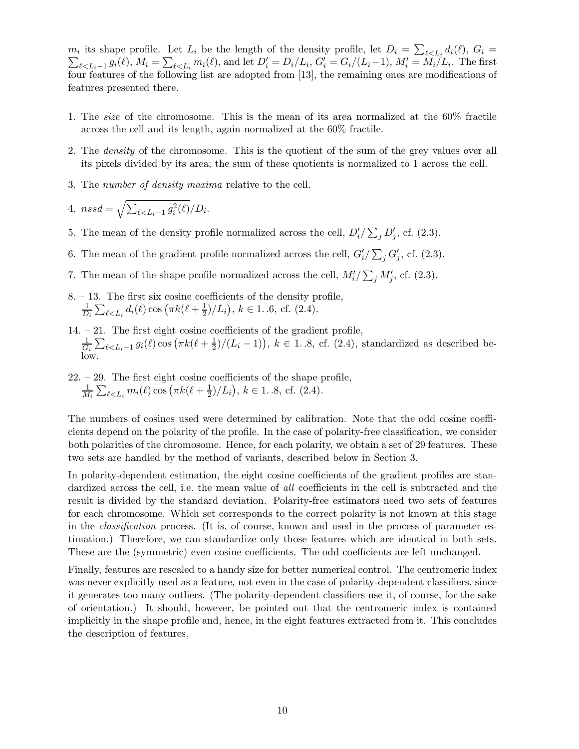$m_i$ its shape profile. Let $L_i$ be the length of the density profile, let $D_i = \sum_{\ell<L_i} d_i(\ell)$, $G_i = \sum_{\ell<L_i-1} g_i(\ell)$, $M_i = \sum_{\ell<L_i} m_i(\ell)$, and let $D_i' = D_i/L_i$, $G_i' = G_i/(L_i-1)$, $M_i' = M_i/L_i$. The first four features of the following list are adopted from [13], the remaining ones are modifications of features presented there.

1. The *size* of the chromosome. This is the mean of its area normalized at the 60% fractile across the cell and its length, again normalized at the 60% fractile.
2. The *density* of the chromosome. This is the quotient of the sum of the grey values over all its pixels divided by its area; the sum of these quotients is normalized to 1 across the cell.
3. The *number of density maxima* relative to the cell.
4. $nssd = \sqrt{\sum_{\ell<L_i-1} g_i^2(\ell)}/D_i$.
5. The mean of the density profile normalized across the cell, $D_i'/\sum_j D_j'$, cf. (2.3).
6. The mean of the gradient profile normalized across the cell, $G_i'/\sum_j G_j'$, cf. (2.3).
7. The mean of the shape profile normalized across the cell, $M_i'/\sum_j M_j'$, cf. (2.3).

8. – 13. The first six cosine coefficients of the density profile, $\frac{1}{D_i}\sum_{\ell<L_i} d_i(\ell)\cos\left(\pi k(\ell+\frac{1}{2})/L_i\right)$, $k \in 1..6$, cf. (2.4).

14. – 21. The first eight cosine coefficients of the gradient profile, $\frac{1}{G_i}\sum_{\ell<L_i-1} g_i(\ell)\cos\left(\pi k(\ell+\frac{1}{2})/(L_i-1)\right)$, $k \in 1..8$, cf. (2.4), standardized as described below.

22. – 29. The first eight cosine coefficients of the shape profile, $\frac{1}{M_i}\sum_{\ell<L_i} m_i(\ell)\cos\left(\pi k(\ell+\frac{1}{2})/L_i\right)$, $k \in 1..8$, cf. (2.4).

The numbers of cosines used were determined by calibration. Note that the odd cosine coefficients depend on the polarity of the profile. In the case of polarity-free classification, we consider both polarities of the chromosome. Hence, for each polarity, we obtain a set of 29 features. These two sets are handled by the method of variants, described below in Section 3.

In polarity-dependent estimation, the eight cosine coefficients of the gradient profiles are standardized across the cell, i.e. the mean value of *all* coefficients in the cell is subtracted and the result is divided by the standard deviation. Polarity-free estimators need two sets of features for each chromosome. Which set corresponds to the correct polarity is not known at this stage in the *classification* process. (It is, of course, known and used in the process of parameter estimation.) Therefore, we can standardize only those features which are identical in both sets. These are the (symmetric) even cosine coefficients. The odd coefficients are left unchanged.

Finally, features are rescaled to a handy size for better numerical control. The centromeric index was never explicitly used as a feature, not even in the case of polarity-dependent classifiers, since it generates too many outliers. (The polarity-dependent classifiers use it, of course, for the sake of orientation.) It should, however, be pointed out that the centromeric index is contained implicitly in the shape profile and, hence, in the eight features extracted from it. This concludes the description of features.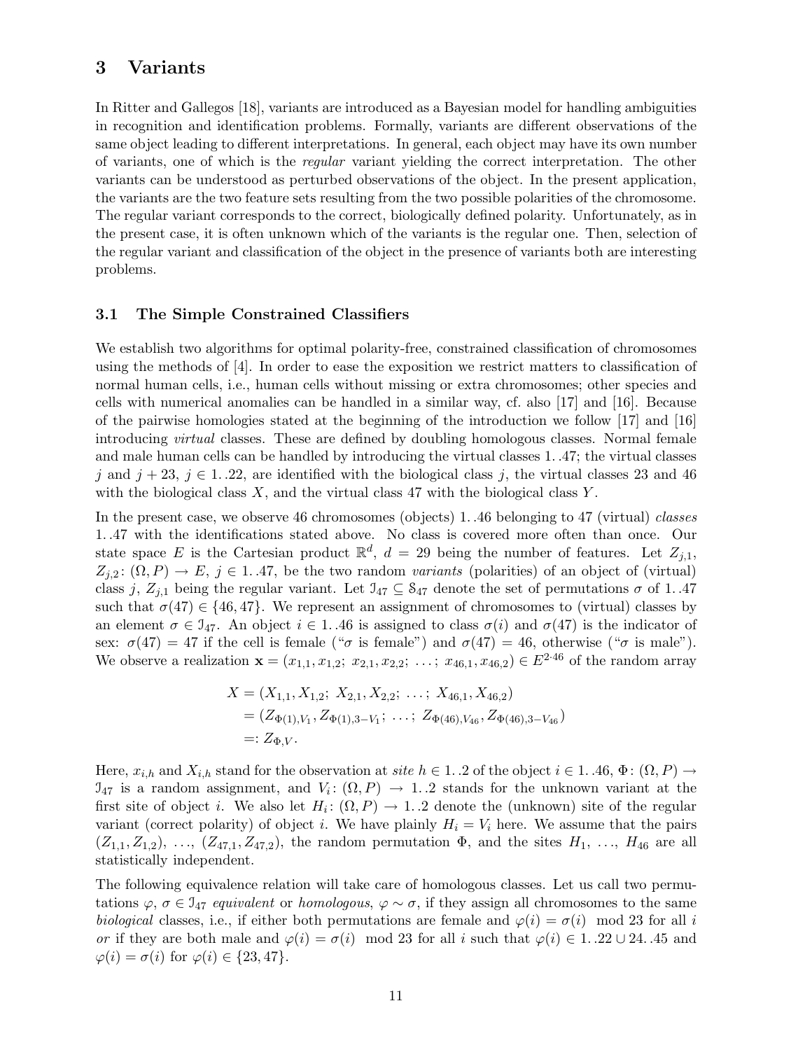# 3 Variants

In Ritter and Gallegos [18], variants are introduced as a Bayesian model for handling ambiguities in recognition and identification problems. Formally, variants are different observations of the same object leading to different interpretations. In general, each object may have its own number of variants, one of which is the *regular* variant yielding the correct interpretation. The other variants can be understood as perturbed observations of the object. In the present application, the variants are the two feature sets resulting from the two possible polarities of the chromosome. The regular variant corresponds to the correct, biologically defined polarity. Unfortunately, as in the present case, it is often unknown which of the variants is the regular one. Then, selection of the regular variant and classification of the object in the presence of variants both are interesting problems.

## 3.1 The Simple Constrained Classifiers

We establish two algorithms for optimal polarity-free, constrained classification of chromosomes using the methods of [4]. In order to ease the exposition we restrict matters to classification of normal human cells, i.e., human cells without missing or extra chromosomes; other species and cells with numerical anomalies can be handled in a similar way, cf. also [17] and [16]. Because of the pairwise homologies stated at the beginning of the introduction we follow [17] and [16] introducing *virtual* classes. These are defined by doubling homologous classes. Normal female and male human cells can be handled by introducing the virtual classes $1\,..\,47$; the virtual classes $j$ and $j+23$, $j \in 1\,..\,22$, are identified with the biological class $j$, the virtual classes 23 and 46 with the biological class $X$, and the virtual class 47 with the biological class $Y$.

In the present case, we observe 46 chromosomes (objects) $1\,..\,46$ belonging to 47 (virtual) *classes* $1\,..\,47$ with the identifications stated above. No class is covered more often than once. Our state space $E$ is the Cartesian product $\mathbb{R}^d$, $d = 29$ being the number of features. Let $Z_{j,1}$, $Z_{j,2}\colon (\Omega, P) \to E$, $j \in 1\,..\,47$, be the two random *variants* (polarities) of an object of (virtual) class $j$, $Z_{j,1}$ being the regular variant. Let $\mathcal{I}_{47} \subseteq \mathcal{S}_{47}$ denote the set of permutations $\sigma$ of $1\,..\,47$ such that $\sigma(47) \in \{46, 47\}$. We represent an assignment of chromosomes to (virtual) classes by an element $\sigma \in \mathcal{I}_{47}$. An object $i \in 1\,..\,46$ is assigned to class $\sigma(i)$ and $\sigma(47)$ is the indicator of sex: $\sigma(47) = 47$ if the cell is female ("$\sigma$ is female") and $\sigma(47) = 46$, otherwise ("$\sigma$ is male"). We observe a realization $\mathbf{x} = (x_{1,1}, x_{1,2};\ x_{2,1}, x_{2,2};\ \ldots;\ x_{46,1}, x_{46,2}) \in E^{2\cdot 46}$ of the random array

$$
\begin{aligned}
X &= (X_{1,1}, X_{1,2};\ X_{2,1}, X_{2,2};\ \ldots;\ X_{46,1}, X_{46,2}) \\
&= (Z_{\Phi(1),V_1}, Z_{\Phi(1),3-V_1};\ \ldots;\ Z_{\Phi(46),V_{46}}, Z_{\Phi(46),3-V_{46}}) \\
&=: Z_{\Phi,V}.
\end{aligned}
$$

Here, $x_{i,h}$ and $X_{i,h}$ stand for the observation at *site* $h \in 1\,..\,2$ of the object $i \in 1\,..\,46$, $\Phi\colon (\Omega, P) \to \mathcal{I}_{47}$ is a random assignment, and $V_i\colon (\Omega, P) \to 1\,..\,2$ stands for the unknown variant at the first site of object $i$. We also let $H_i\colon (\Omega, P) \to 1\,..\,2$ denote the (unknown) site of the regular variant (correct polarity) of object $i$. We have plainly $H_i = V_i$ here. We assume that the pairs $(Z_{1,1}, Z_{1,2})$, $\ldots$, $(Z_{47,1}, Z_{47,2})$, the random permutation $\Phi$, and the sites $H_1$, $\ldots$, $H_{46}$ are all statistically independent.

The following equivalence relation will take care of homologous classes. Let us call two permutations $\varphi, \sigma \in \mathcal{I}_{47}$ *equivalent* or *homologous*, $\varphi \sim \sigma$, if they assign all chromosomes to the same *biological* classes, i.e., if either both permutations are female and $\varphi(i) = \sigma(i) \mod 23$ for all $i$ *or* if they are both male and $\varphi(i) = \sigma(i) \mod 23$ for all $i$ such that $\varphi(i) \in 1\,..\,22 \cup 24\,..\,45$ and $\varphi(i) = \sigma(i)$ for $\varphi(i) \in \{23, 47\}$.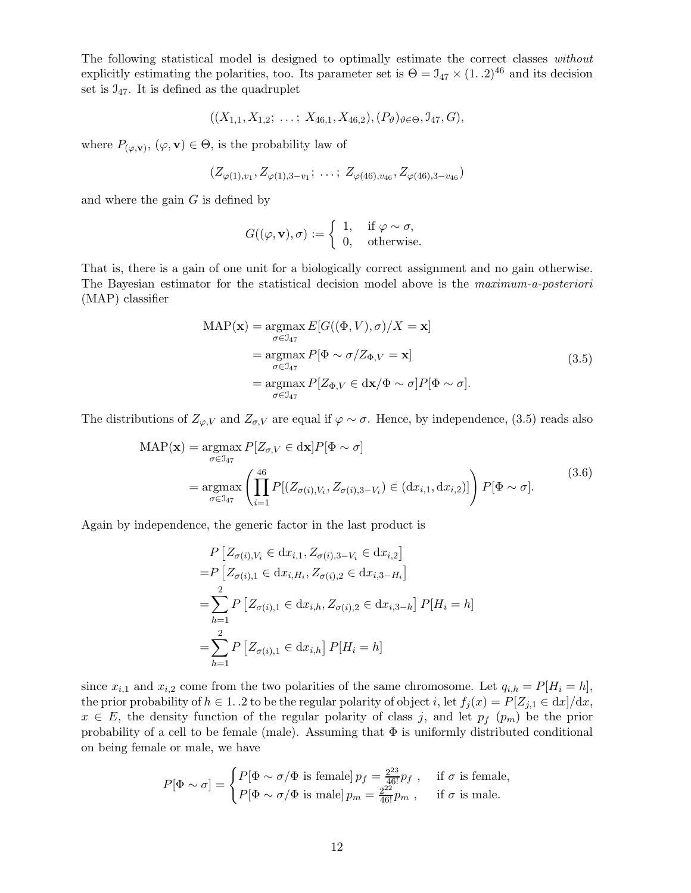The following statistical model is designed to optimally estimate the correct classes *without* explicitly estimating the polarities, too. Its parameter set is $\Theta = \mathfrak{I}_{47} \times (1\,..2)^{46}$ and its decision set is $\mathfrak{I}_{47}$. It is defined as the quadruplet

$$((X_{1,1}, X_{1,2};\ \ldots;\ X_{46,1}, X_{46,2}), (P_\vartheta)_{\vartheta\in\Theta}, \mathfrak{I}_{47}, G),$$

where $P_{(\varphi,\mathbf{v})}$, $(\varphi, \mathbf{v}) \in \Theta$, is the probability law of

$$(Z_{\varphi(1),v_1}, Z_{\varphi(1),3-v_1};\ \ldots;\ Z_{\varphi(46),v_{46}}, Z_{\varphi(46),3-v_{46}})$$

and where the gain $G$ is defined by

$$G((\varphi,\mathbf{v}),\sigma) := \begin{cases} 1, & \text{if } \varphi \sim \sigma, \\ 0, & \text{otherwise.} \end{cases}$$

That is, there is a gain of one unit for a biologically correct assignment and no gain otherwise. The Bayesian estimator for the statistical decision model above is the *maximum-a-posteriori* (MAP) classifier

$$\begin{aligned} \mathrm{MAP}(\mathbf{x}) &= \operatorname*{argmax}_{\sigma\in\mathfrak{I}_{47}} E[G((\Phi,V),\sigma)/X = \mathbf{x}] \\ &= \operatorname*{argmax}_{\sigma\in\mathfrak{I}_{47}} P[\Phi \sim \sigma / Z_{\Phi,V} = \mathbf{x}] \\ &= \operatorname*{argmax}_{\sigma\in\mathfrak{I}_{47}} P[Z_{\Phi,V} \in \mathrm{d}\mathbf{x}/\Phi\sim\sigma] P[\Phi\sim\sigma]. \end{aligned} \tag{3.5}$$

The distributions of $Z_{\varphi,V}$ and $Z_{\sigma,V}$ are equal if $\varphi \sim \sigma$. Hence, by independence, (3.5) reads also

$$\begin{aligned} \mathrm{MAP}(\mathbf{x}) &= \operatorname*{argmax}_{\sigma\in\mathfrak{I}_{47}} P[Z_{\sigma,V} \in \mathrm{d}\mathbf{x}] P[\Phi\sim\sigma] \\ &= \operatorname*{argmax}_{\sigma\in\mathfrak{I}_{47}} \left(\prod_{i=1}^{46} P[(Z_{\sigma(i),V_i}, Z_{\sigma(i),3-V_i}) \in (\mathrm{d}x_{i,1}, \mathrm{d}x_{i,2})]\right) P[\Phi\sim\sigma]. \end{aligned} \tag{3.6}$$

Again by independence, the generic factor in the last product is

$$\begin{aligned} &P\left[Z_{\sigma(i),V_i} \in \mathrm{d}x_{i,1}, Z_{\sigma(i),3-V_i} \in \mathrm{d}x_{i,2}\right] \\ =&P\left[Z_{\sigma(i),1} \in \mathrm{d}x_{i,H_i}, Z_{\sigma(i),2} \in \mathrm{d}x_{i,3-H_i}\right] \\ =&\sum_{h=1}^{2} P\left[Z_{\sigma(i),1} \in \mathrm{d}x_{i,h}, Z_{\sigma(i),2} \in \mathrm{d}x_{i,3-h}\right] P[H_i = h] \\ =&\sum_{h=1}^{2} P\left[Z_{\sigma(i),1} \in \mathrm{d}x_{i,h}\right] P[H_i = h] \end{aligned}$$

since $x_{i,1}$ and $x_{i,2}$ come from the two polarities of the same chromosome. Let $q_{i,h} = P[H_i = h]$, the prior probability of $h \in 1\,..2$ to be the regular polarity of object $i$, let $f_j(x) = P[Z_{j,1} \in \mathrm{d}x]/\mathrm{d}x$, $x \in E$, the density function of the regular polarity of class $j$, and let $p_f$ ($p_m$) be the prior probability of a cell to be female (male). Assuming that $\Phi$ is uniformly distributed conditional on being female or male, we have

$$P[\Phi\sim\sigma] = \begin{cases} P[\Phi\sim\sigma/\Phi \text{ is female}]\, p_f = \frac{2^{23}}{46!} p_f\ , & \text{if } \sigma \text{ is female,} \\ P[\Phi\sim\sigma/\Phi \text{ is male}]\, p_m = \frac{2^{22}}{46!} p_m\ , & \text{if } \sigma \text{ is male.} \end{cases}$$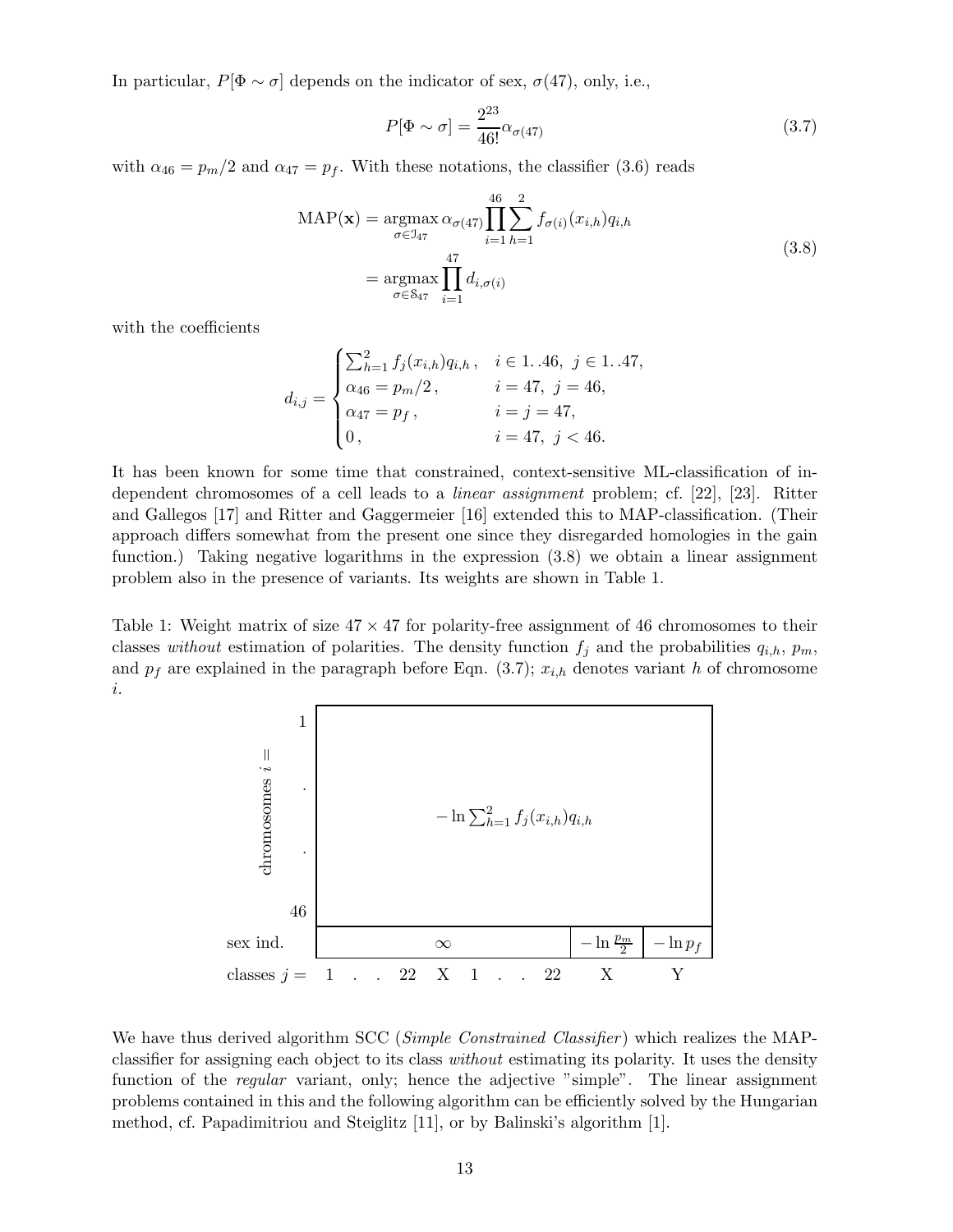In particular, $P[\Phi \sim \sigma]$ depends on the indicator of sex, $\sigma(47)$, only, i.e.,

$$P[\Phi \sim \sigma] = \frac{2^{23}}{46!} \alpha_{\sigma(47)} \tag{3.7}$$

with $\alpha_{46} = p_m/2$ and $\alpha_{47} = p_f$. With these notations, the classifier (3.6) reads

$$\begin{aligned} \text{MAP}(\mathbf{x}) &= \operatorname*{argmax}_{\sigma \in \mathcal{I}_{47}} \alpha_{\sigma(47)} \prod_{i=1}^{46} \sum_{h=1}^{2} f_{\sigma(i)}(x_{i,h}) q_{i,h} \\ &= \operatorname*{argmax}_{\sigma \in \mathcal{S}_{47}} \prod_{i=1}^{47} d_{i,\sigma(i)} \end{aligned} \tag{3.8}$$

with the coefficients

$$d_{i,j} = \begin{cases} \sum_{h=1}^{2} f_j(x_{i,h}) q_{i,h}\,, & i \in 1..46,\ j \in 1..47, \\ \alpha_{46} = p_m/2\,, & i = 47,\ j = 46, \\ \alpha_{47} = p_f\,, & i = j = 47, \\ 0\,, & i = 47,\ j < 46. \end{cases}$$

It has been known for some time that constrained, context-sensitive ML-classification of independent chromosomes of a cell leads to a *linear assignment* problem; cf. [22], [23]. Ritter and Gallegos [17] and Ritter and Gaggermeier [16] extended this to MAP-classification. (Their approach differs somewhat from the present one since they disregarded homologies in the gain function.) Taking negative logarithms in the expression (3.8) we obtain a linear assignment problem also in the presence of variants. Its weights are shown in Table 1.

Table 1: Weight matrix of size $47 \times 47$ for polarity-free assignment of 46 chromosomes to their classes *without* estimation of polarities. The density function $f_j$ and the probabilities $q_{i,h}$, $p_m$, and $p_f$ are explained in the paragraph before Eqn. (3.7); $x_{i,h}$ denotes variant $h$ of chromosome $i$.

| | classes $j = 1\ .\ .\ 22\ \text{X}\ 1\ .\ .\ 22$ | X | Y |
|---|---|---|---|
| chromosomes $i = 1 \ldots 46$ | $-\ln \sum_{h=1}^{2} f_j(x_{i,h}) q_{i,h}$ | | |
| sex ind. | $\infty$ | $-\ln \frac{p_m}{2}$ | $-\ln p_f$ |

We have thus derived algorithm SCC (*Simple Constrained Classifier*) which realizes the MAP-classifier for assigning each object to its class *without* estimating its polarity. It uses the density function of the *regular* variant, only; hence the adjective "simple". The linear assignment problems contained in this and the following algorithm can be efficiently solved by the Hungarian method, cf. Papadimitriou and Steiglitz [11], or by Balinski's algorithm [1].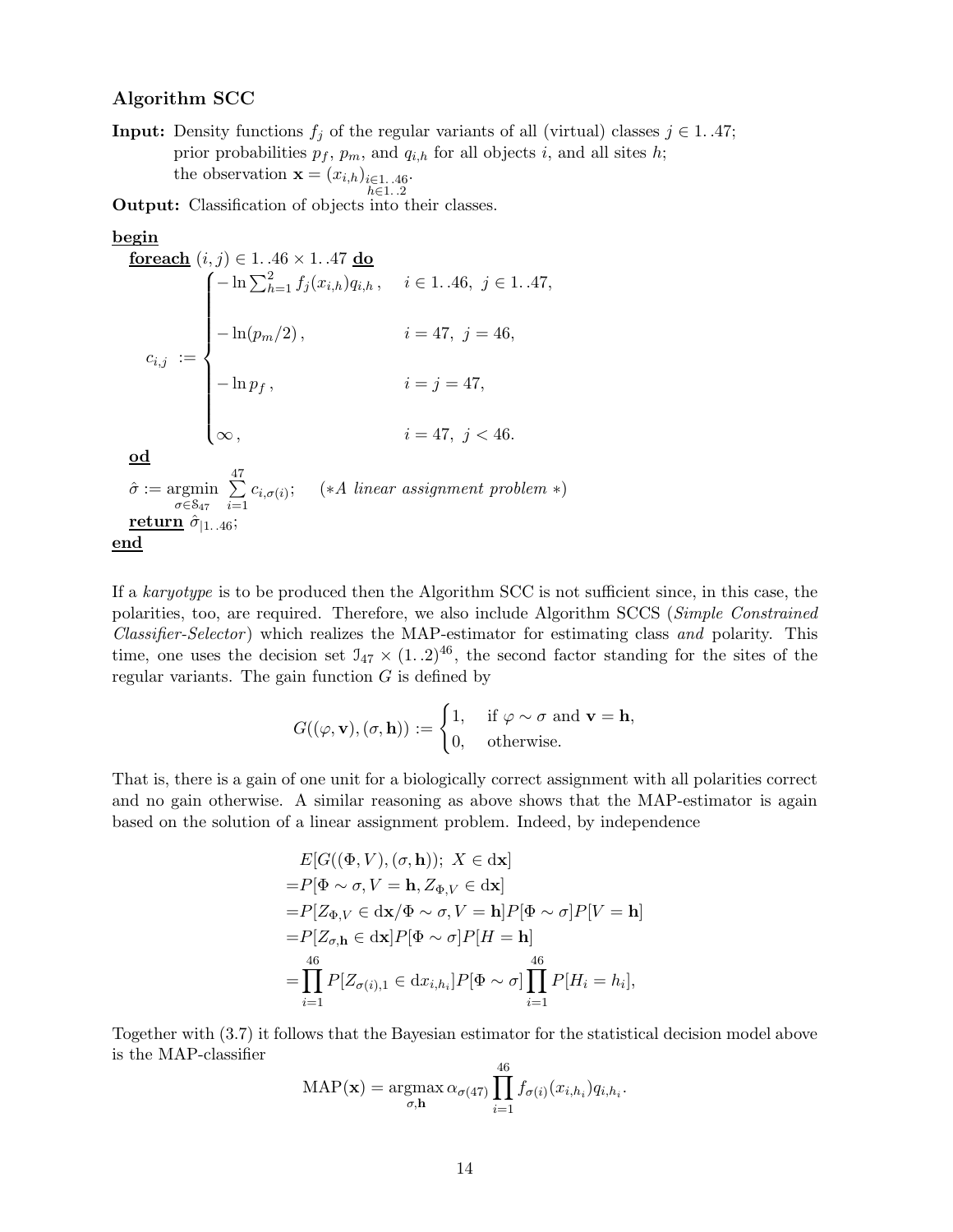### Algorithm SCC

**Input:** Density functions $f_j$ of the regular variants of all (virtual) classes $j \in 1..47$;
prior probabilities $p_f$, $p_m$, and $q_{i,h}$ for all objects $i$, and all sites $h$;
the observation $\mathbf{x} = (x_{i,h})_{\substack{i\in 1..46 \\ h\in 1..2}}$.

**Output:** Classification of objects into their classes.

<u>**begin**</u>

&nbsp;&nbsp;<u>**foreach**</u> $(i,j) \in 1..46 \times 1..47$ <u>**do**</u>

$$
c_{i,j} := \begin{cases} -\ln \sum_{h=1}^{2} f_j(x_{i,h}) q_{i,h}\,, & i \in 1..46,\ j \in 1..47, \\[2ex] -\ln(p_m/2)\,, & i = 47,\ j = 46, \\[2ex] -\ln p_f\,, & i = j = 47, \\[2ex] \infty\,, & i = 47,\ j < 46. \end{cases}
$$

&nbsp;&nbsp;<u>**od**</u>

&nbsp;&nbsp;$\hat\sigma := \underset{\sigma\in \mathcal{S}_{47}}{\operatorname{argmin}} \sum_{i=1}^{47} c_{i,\sigma(i)}$; &nbsp;&nbsp; (∗*A linear assignment problem* ∗)

&nbsp;&nbsp;<u>**return**</u> $\hat\sigma_{|1..46}$;

<u>**end**</u>

If a *karyotype* is to be produced then the Algorithm SCC is not sufficient since, in this case, the polarities, too, are required. Therefore, we also include Algorithm SCCS (*Simple Constrained Classifier-Selector*) which realizes the MAP-estimator for estimating class *and* polarity. This time, one uses the decision set $\mathcal{I}_{47} \times (1..2)^{46}$, the second factor standing for the sites of the regular variants. The gain function $G$ is defined by

$$
G((\varphi, \mathbf{v}), (\sigma, \mathbf{h})) := \begin{cases} 1, & \text{if } \varphi \sim \sigma \text{ and } \mathbf{v} = \mathbf{h}, \\ 0, & \text{otherwise.} \end{cases}
$$

That is, there is a gain of one unit for a biologically correct assignment with all polarities correct and no gain otherwise. A similar reasoning as above shows that the MAP-estimator is again based on the solution of a linear assignment problem. Indeed, by independence

$$
\begin{aligned}
&E[G((\Phi, V), (\sigma, \mathbf{h}));\ X \in \mathrm{d}\mathbf{x}] \\
=&P[\Phi \sim \sigma, V = \mathbf{h}, Z_{\Phi,V} \in \mathrm{d}\mathbf{x}] \\
=&P[Z_{\Phi,V} \in \mathrm{d}\mathbf{x} / \Phi \sim \sigma, V = \mathbf{h}] P[\Phi \sim \sigma] P[V = \mathbf{h}] \\
=&P[Z_{\sigma,\mathbf{h}} \in \mathrm{d}\mathbf{x}] P[\Phi \sim \sigma] P[H = \mathbf{h}] \\
=&\prod_{i=1}^{46} P[Z_{\sigma(i),1} \in \mathrm{d}x_{i,h_i}] P[\Phi \sim \sigma] \prod_{i=1}^{46} P[H_i = h_i],
\end{aligned}
$$

Together with (3.7) it follows that the Bayesian estimator for the statistical decision model above is the MAP-classifier

$$
\mathrm{MAP}(\mathbf{x}) = \underset{\sigma,\mathbf{h}}{\operatorname{argmax}}\, \alpha_{\sigma(47)} \prod_{i=1}^{46} f_{\sigma(i)}(x_{i,h_i}) q_{i,h_i}.
$$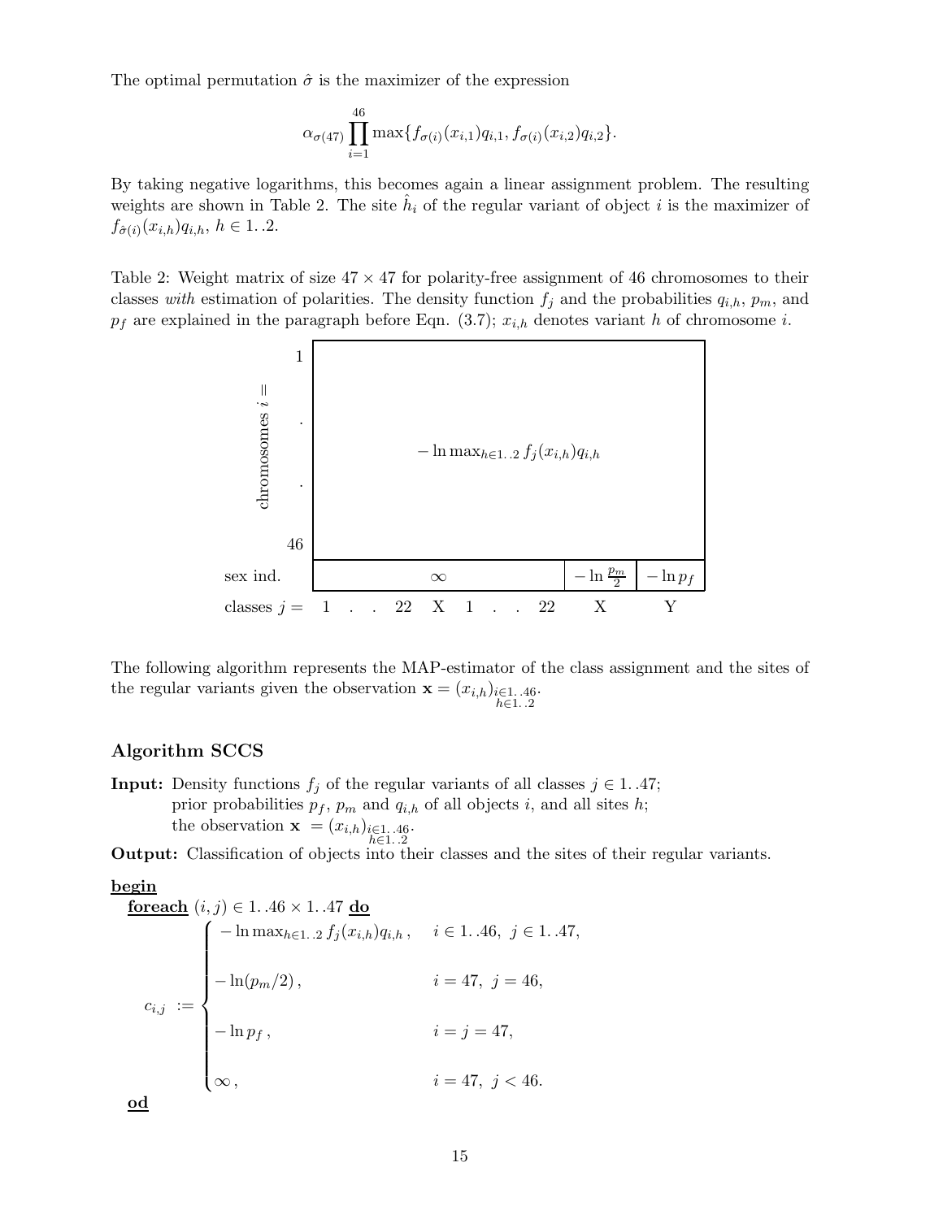The optimal permutation $\hat{\sigma}$ is the maximizer of the expression

$$\alpha_{\sigma(47)} \prod_{i=1}^{46} \max\{f_{\sigma(i)}(x_{i,1})q_{i,1}, f_{\sigma(i)}(x_{i,2})q_{i,2}\}.$$

By taking negative logarithms, this becomes again a linear assignment problem. The resulting weights are shown in Table 2. The site $\hat{h}_i$ of the regular variant of object $i$ is the maximizer of $f_{\hat{\sigma}(i)}(x_{i,h})q_{i,h}$, $h \in 1..2$.

Table 2: Weight matrix of size $47 \times 47$ for polarity-free assignment of 46 chromosomes to their classes *with* estimation of polarities. The density function $f_j$ and the probabilities $q_{i,h}$, $p_m$, and $p_f$ are explained in the paragraph before Eqn. (3.7); $x_{i,h}$ denotes variant $h$ of chromosome $i$.

| | classes $j = 1 \;.\;.\; 22 \;\; X \;\; 1 \;.\;.\; 22$ | $X$ | $Y$ |
|---|---|---|---|
| chromosomes $i = 1 \;.\;.\; 46$ | $-\ln \max_{h \in 1..2} f_j(x_{i,h})q_{i,h}$ | $-\ln \max_{h \in 1..2} f_j(x_{i,h})q_{i,h}$ | $-\ln \max_{h \in 1..2} f_j(x_{i,h})q_{i,h}$ |
| sex ind. | $\infty$ | $-\ln \frac{p_m}{2}$ | $-\ln p_f$ |

The following algorithm represents the MAP-estimator of the class assignment and the sites of the regular variants given the observation $\mathbf{x} = (x_{i,h})_{\substack{i \in 1..46 \\ h \in 1..2}}$.

### Algorithm SCCS

**Input:** Density functions $f_j$ of the regular variants of all classes $j \in 1..47$;
prior probabilities $p_f$, $p_m$ and $q_{i,h}$ of all objects $i$, and all sites $h$;
the observation $\mathbf{x} = (x_{i,h})_{\substack{i \in 1..46 \\ h \in 1..2}}$.

**Output:** Classification of objects into their classes and the sites of their regular variants.

**begin**

**foreach** $(i, j) \in 1..46 \times 1..47$ **do**

$$c_{i,j} := \begin{cases} -\ln \max_{h \in 1..2} f_j(x_{i,h})q_{i,h}\,, & i \in 1..46,\ j \in 1..47, \\ -\ln(p_m/2)\,, & i = 47,\ j = 46, \\ -\ln p_f\,, & i = j = 47, \\ \infty\,, & i = 47,\ j < 46. \end{cases}$$

**od**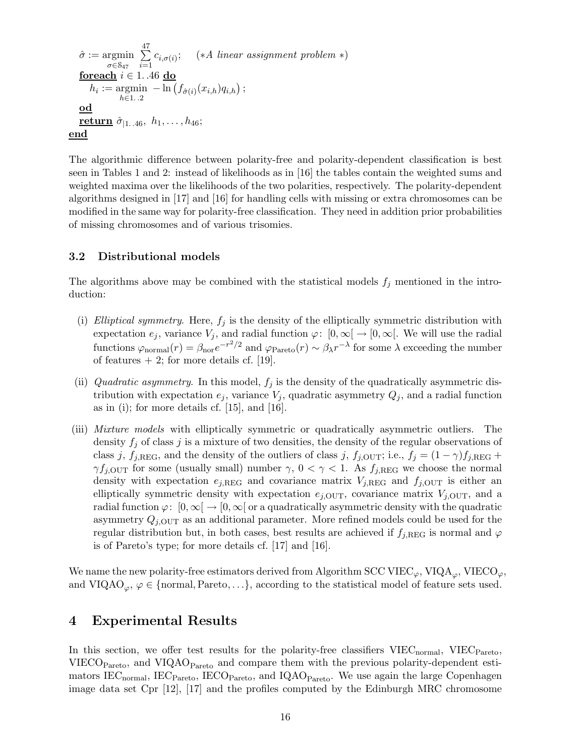$$\hat{\sigma} := \underset{\sigma \in \mathbb{S}_{47}}{\operatorname{argmin}} \sum_{i=1}^{47} c_{i,\sigma(i)}; \quad (*A\ linear\ assignment\ problem\ *)$$

**foreach** $i \in 1..46$ **do**

$$h_i := \underset{h \in 1..2}{\operatorname{argmin}} \; -\ln\left(f_{\hat{\sigma}(i)}(x_{i,h}) q_{i,h}\right);$$

**od**

**return** $\hat{\sigma}_{|1..46},\ h_1, \ldots, h_{46}$;

**end**

The algorithmic difference between polarity-free and polarity-dependent classification is best seen in Tables 1 and 2: instead of likelihoods as in [16] the tables contain the weighted sums and weighted maxima over the likelihoods of the two polarities, respectively. The polarity-dependent algorithms designed in [17] and [16] for handling cells with missing or extra chromosomes can be modified in the same way for polarity-free classification. They need in addition prior probabilities of missing chromosomes and of various trisomies.

### 3.2 Distributional models

The algorithms above may be combined with the statistical models $f_j$ mentioned in the introduction:

(i) *Elliptical symmetry.* Here, $f_j$ is the density of the elliptically symmetric distribution with expectation $e_j$, variance $V_j$, and radial function $\varphi\colon\ [0, \infty[\ \to [0, \infty[$. We will use the radial functions $\varphi_{\text{normal}}(r) = \beta_{\text{nor}} e^{-r^2/2}$ and $\varphi_{\text{Pareto}}(r) \sim \beta_\lambda r^{-\lambda}$ for some $\lambda$ exceeding the number of features + 2; for more details cf. [19].

(ii) *Quadratic asymmetry.* In this model, $f_j$ is the density of the quadratically asymmetric distribution with expectation $e_j$, variance $V_j$, quadratic asymmetry $Q_j$, and a radial function as in (i); for more details cf. [15], and [16].

(iii) *Mixture models* with elliptically symmetric or quadratically asymmetric outliers. The density $f_j$ of class $j$ is a mixture of two densities, the density of the regular observations of class $j$, $f_{j,\text{REG}}$, and the density of the outliers of class $j$, $f_{j,\text{OUT}}$; i.e., $f_j = (1-\gamma) f_{j,\text{REG}} + \gamma f_{j,\text{OUT}}$ for some (usually small) number $\gamma$, $0 < \gamma < 1$. As $f_{j,\text{REG}}$ we choose the normal density with expectation $e_{j,\text{REG}}$ and covariance matrix $V_{j,\text{REG}}$ and $f_{j,\text{OUT}}$ is either an elliptically symmetric density with expectation $e_{j,\text{OUT}}$, covariance matrix $V_{j,\text{OUT}}$, and a radial function $\varphi\colon\ [0, \infty[\ \to [0, \infty[$ or a quadratically asymmetric density with the quadratic asymmetry $Q_{j,\text{OUT}}$ as an additional parameter. More refined models could be used for the regular distribution but, in both cases, best results are achieved if $f_{j,\text{REG}}$ is normal and $\varphi$ is of Pareto's type; for more details cf. [17] and [16].

We name the new polarity-free estimators derived from Algorithm SCC $\text{VIEC}_\varphi$, $\text{VIQA}_\varphi$, $\text{VIECO}_\varphi$, and $\text{VIQAO}_\varphi$, $\varphi \in \{\text{normal}, \text{Pareto}, \ldots\}$, according to the statistical model of feature sets used.

## 4 Experimental Results

In this section, we offer test results for the polarity-free classifiers $\text{VIEC}_{\text{normal}}$, $\text{VIEC}_{\text{Pareto}}$, $\text{VIECO}_{\text{Pareto}}$, and $\text{VIQAO}_{\text{Pareto}}$ and compare them with the previous polarity-dependent estimators $\text{IEC}_{\text{normal}}$, $\text{IEC}_{\text{Pareto}}$, $\text{IECO}_{\text{Pareto}}$, and $\text{IQAO}_{\text{Pareto}}$. We use again the large Copenhagen image data set Cpr [12], [17] and the profiles computed by the Edinburgh MRC chromosome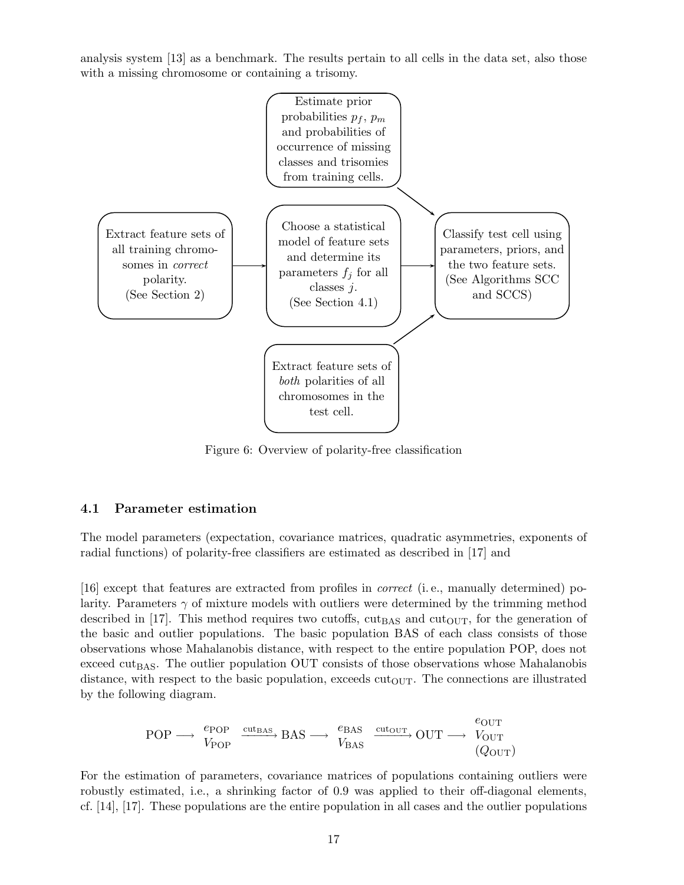analysis system [13] as a benchmark. The results pertain to all cells in the data set, also those with a missing chromosome or containing a trisomy.

Estimate prior probabilities $p_f$, $p_m$ and probabilities of occurrence of missing classes and trisomies from training cells.

Extract feature sets of all training chromosomes in *correct* polarity. (See Section 2)

Choose a statistical model of feature sets and determine its parameters $f_j$ for all classes $j$. (See Section 4.1)

Classify test cell using parameters, priors, and the two feature sets. (See Algorithms SCC and SCCS)

Extract feature sets of *both* polarities of all chromosomes in the test cell.

Figure 6: Overview of polarity-free classification

### 4.1 Parameter estimation

The model parameters (expectation, covariance matrices, quadratic asymmetries, exponents of radial functions) of polarity-free classifiers are estimated as described in [17] and

[16] except that features are extracted from profiles in *correct* (i. e., manually determined) polarity. Parameters $\gamma$ of mixture models with outliers were determined by the trimming method described in [17]. This method requires two cutoffs, $\text{cut}_{\text{BAS}}$ and $\text{cut}_{\text{OUT}}$, for the generation of the basic and outlier populations. The basic population BAS of each class consists of those observations whose Mahalanobis distance, with respect to the entire population POP, does not exceed $\text{cut}_{\text{BAS}}$. The outlier population OUT consists of those observations whose Mahalanobis distance, with respect to the basic population, exceeds $\text{cut}_{\text{OUT}}$. The connections are illustrated by the following diagram.

$$\text{POP} \longrightarrow \begin{matrix} e_{\text{POP}} \\ V_{\text{POP}} \end{matrix} \xrightarrow{\text{cut}_{\text{BAS}}} \text{BAS} \longrightarrow \begin{matrix} e_{\text{BAS}} \\ V_{\text{BAS}} \end{matrix} \xrightarrow{\text{cut}_{\text{OUT}}} \text{OUT} \longrightarrow \begin{matrix} e_{\text{OUT}} \\ V_{\text{OUT}} \\ (Q_{\text{OUT}}) \end{matrix}$$

For the estimation of parameters, covariance matrices of populations containing outliers were robustly estimated, i.e., a shrinking factor of 0.9 was applied to their off-diagonal elements, cf. [14], [17]. These populations are the entire population in all cases and the outlier populations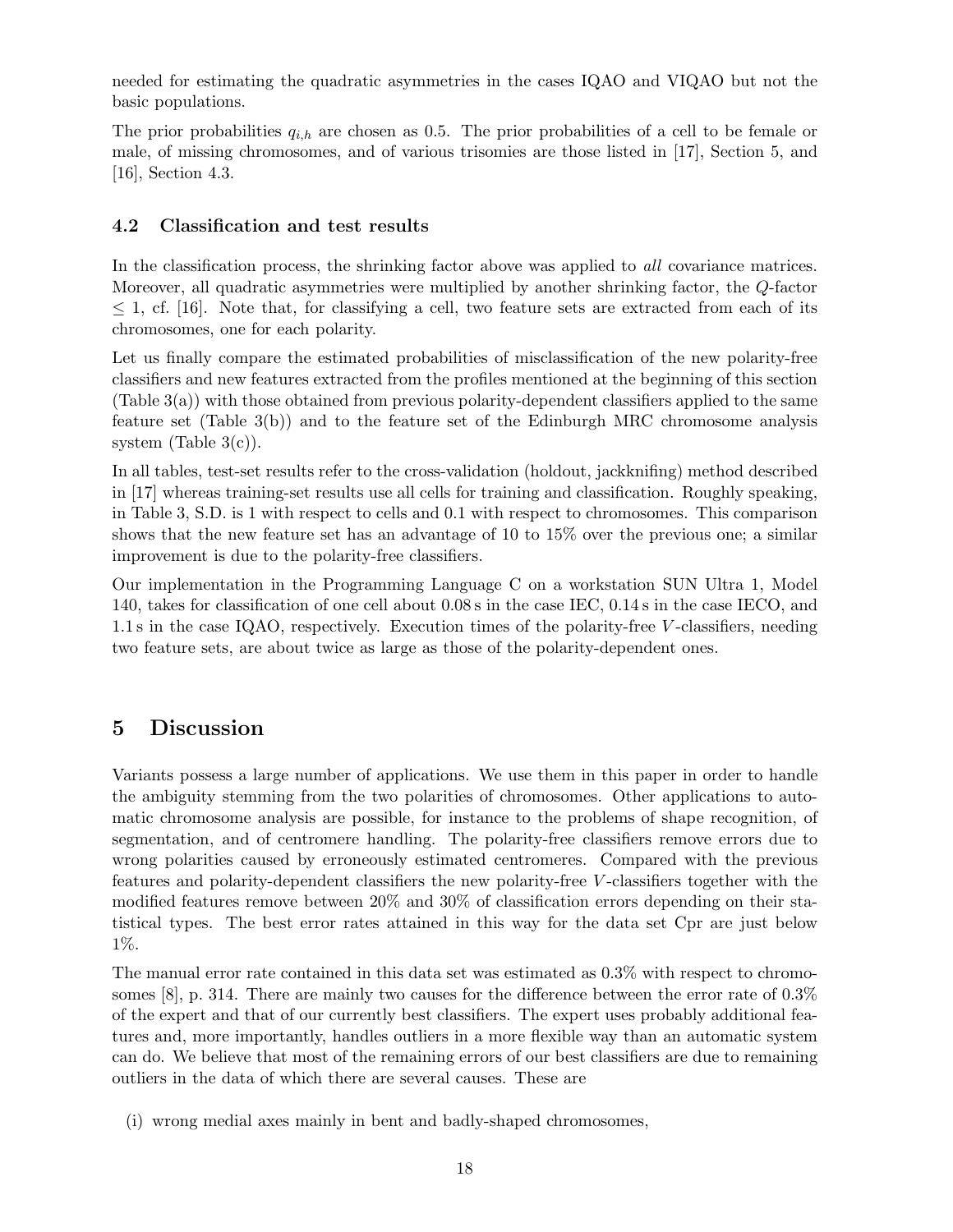needed for estimating the quadratic asymmetries in the cases IQAO and VIQAO but not the basic populations.

The prior probabilities $q_{i,h}$ are chosen as 0.5. The prior probabilities of a cell to be female or male, of missing chromosomes, and of various trisomies are those listed in [17], Section 5, and [16], Section 4.3.

### 4.2 Classification and test results

In the classification process, the shrinking factor above was applied to *all* covariance matrices. Moreover, all quadratic asymmetries were multiplied by another shrinking factor, the $Q$-factor $\leq 1$, cf. [16]. Note that, for classifying a cell, two feature sets are extracted from each of its chromosomes, one for each polarity.

Let us finally compare the estimated probabilities of misclassification of the new polarity-free classifiers and new features extracted from the profiles mentioned at the beginning of this section (Table 3(a)) with those obtained from previous polarity-dependent classifiers applied to the same feature set (Table 3(b)) and to the feature set of the Edinburgh MRC chromosome analysis system (Table 3(c)).

In all tables, test-set results refer to the cross-validation (holdout, jackknifing) method described in [17] whereas training-set results use all cells for training and classification. Roughly speaking, in Table 3, S.D. is 1 with respect to cells and 0.1 with respect to chromosomes. This comparison shows that the new feature set has an advantage of 10 to 15% over the previous one; a similar improvement is due to the polarity-free classifiers.

Our implementation in the Programming Language C on a workstation SUN Ultra 1, Model 140, takes for classification of one cell about 0.08 s in the case IEC, 0.14 s in the case IECO, and 1.1 s in the case IQAO, respectively. Execution times of the polarity-free $V$-classifiers, needing two feature sets, are about twice as large as those of the polarity-dependent ones.

## 5 Discussion

Variants possess a large number of applications. We use them in this paper in order to handle the ambiguity stemming from the two polarities of chromosomes. Other applications to automatic chromosome analysis are possible, for instance to the problems of shape recognition, of segmentation, and of centromere handling. The polarity-free classifiers remove errors due to wrong polarities caused by erroneously estimated centromeres. Compared with the previous features and polarity-dependent classifiers the new polarity-free $V$-classifiers together with the modified features remove between 20% and 30% of classification errors depending on their statistical types. The best error rates attained in this way for the data set Cpr are just below 1%.

The manual error rate contained in this data set was estimated as 0.3% with respect to chromosomes [8], p. 314. There are mainly two causes for the difference between the error rate of 0.3% of the expert and that of our currently best classifiers. The expert uses probably additional features and, more importantly, handles outliers in a more flexible way than an automatic system can do. We believe that most of the remaining errors of our best classifiers are due to remaining outliers in the data of which there are several causes. These are

(i) wrong medial axes mainly in bent and badly-shaped chromosomes,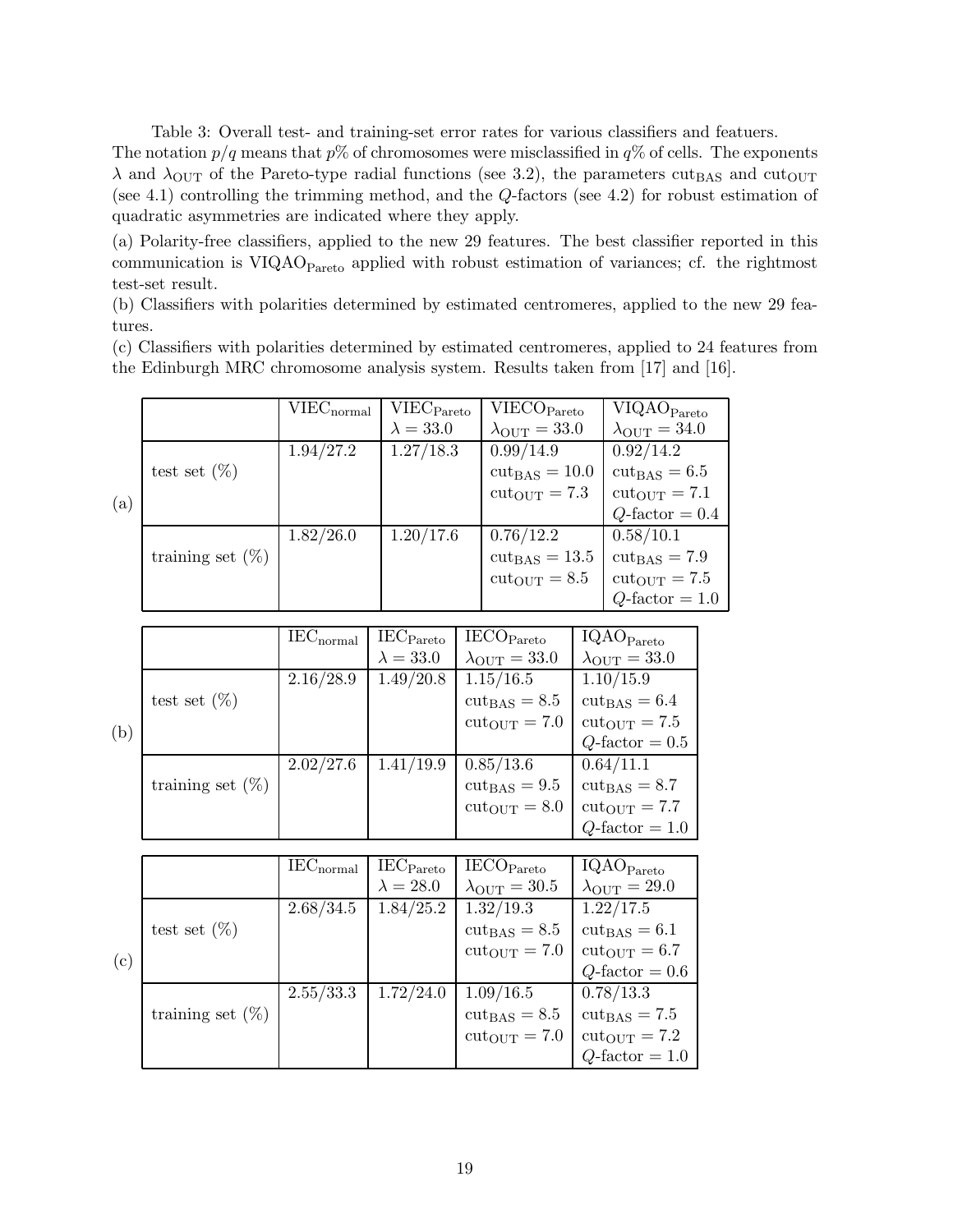Table 3: Overall test- and training-set error rates for various classifiers and featuers. The notation $p/q$ means that $p$% of chromosomes were misclassified in $q$% of cells. The exponents $\lambda$ and $\lambda_{\mathrm{OUT}}$ of the Pareto-type radial functions (see 3.2), the parameters $\mathrm{cut}_{\mathrm{BAS}}$ and $\mathrm{cut}_{\mathrm{OUT}}$ (see 4.1) controlling the trimming method, and the $Q$-factors (see 4.2) for robust estimation of quadratic asymmetries are indicated where they apply.

(a) Polarity-free classifiers, applied to the new 29 features. The best classifier reported in this communication is $\mathrm{VIQAO}_{\mathrm{Pareto}}$ applied with robust estimation of variances; cf. the rightmost test-set result.

(b) Classifiers with polarities determined by estimated centromeres, applied to the new 29 features.

(c) Classifiers with polarities determined by estimated centromeres, applied to 24 features from the Edinburgh MRC chromosome analysis system. Results taken from [17] and [16].

| | | $\mathrm{VIEC}_{\mathrm{normal}}$ | $\mathrm{VIEC}_{\mathrm{Pareto}}$ $\lambda = 33.0$ | $\mathrm{VIECO}_{\mathrm{Pareto}}$ $\lambda_{\mathrm{OUT}} = 33.0$ | $\mathrm{VIQAO}_{\mathrm{Pareto}}$ $\lambda_{\mathrm{OUT}} = 34.0$ |
|---|---|---|---|---|---|
| (a) | test set (%) | 1.94/27.2 | 1.27/18.3 | 0.99/14.9 $\mathrm{cut}_{\mathrm{BAS}} = 10.0$ $\mathrm{cut}_{\mathrm{OUT}} = 7.3$ | 0.92/14.2 $\mathrm{cut}_{\mathrm{BAS}} = 6.5$ $\mathrm{cut}_{\mathrm{OUT}} = 7.1$ $Q$-factor $= 0.4$ |
| | training set (%) | 1.82/26.0 | 1.20/17.6 | 0.76/12.2 $\mathrm{cut}_{\mathrm{BAS}} = 13.5$ $\mathrm{cut}_{\mathrm{OUT}} = 8.5$ | 0.58/10.1 $\mathrm{cut}_{\mathrm{BAS}} = 7.9$ $\mathrm{cut}_{\mathrm{OUT}} = 7.5$ $Q$-factor $= 1.0$ |

| | | $\mathrm{IEC}_{\mathrm{normal}}$ | $\mathrm{IEC}_{\mathrm{Pareto}}$ $\lambda = 33.0$ | $\mathrm{IECO}_{\mathrm{Pareto}}$ $\lambda_{\mathrm{OUT}} = 33.0$ | $\mathrm{IQAO}_{\mathrm{Pareto}}$ $\lambda_{\mathrm{OUT}} = 33.0$ |
|---|---|---|---|---|---|
| (b) | test set (%) | 2.16/28.9 | 1.49/20.8 | 1.15/16.5 $\mathrm{cut}_{\mathrm{BAS}} = 8.5$ $\mathrm{cut}_{\mathrm{OUT}} = 7.0$ | 1.10/15.9 $\mathrm{cut}_{\mathrm{BAS}} = 6.4$ $\mathrm{cut}_{\mathrm{OUT}} = 7.5$ $Q$-factor $= 0.5$ |
| | training set (%) | 2.02/27.6 | 1.41/19.9 | 0.85/13.6 $\mathrm{cut}_{\mathrm{BAS}} = 9.5$ $\mathrm{cut}_{\mathrm{OUT}} = 8.0$ | 0.64/11.1 $\mathrm{cut}_{\mathrm{BAS}} = 8.7$ $\mathrm{cut}_{\mathrm{OUT}} = 7.7$ $Q$-factor $= 1.0$ |

| | | $\mathrm{IEC}_{\mathrm{normal}}$ | $\mathrm{IEC}_{\mathrm{Pareto}}$ $\lambda = 28.0$ | $\mathrm{IECO}_{\mathrm{Pareto}}$ $\lambda_{\mathrm{OUT}} = 30.5$ | $\mathrm{IQAO}_{\mathrm{Pareto}}$ $\lambda_{\mathrm{OUT}} = 29.0$ |
|---|---|---|---|---|---|
| (c) | test set (%) | 2.68/34.5 | 1.84/25.2 | 1.32/19.3 $\mathrm{cut}_{\mathrm{BAS}} = 8.5$ $\mathrm{cut}_{\mathrm{OUT}} = 7.0$ | 1.22/17.5 $\mathrm{cut}_{\mathrm{BAS}} = 6.1$ $\mathrm{cut}_{\mathrm{OUT}} = 6.7$ $Q$-factor $= 0.6$ |
| | training set (%) | 2.55/33.3 | 1.72/24.0 | 1.09/16.5 $\mathrm{cut}_{\mathrm{BAS}} = 8.5$ $\mathrm{cut}_{\mathrm{OUT}} = 7.0$ | 0.78/13.3 $\mathrm{cut}_{\mathrm{BAS}} = 7.5$ $\mathrm{cut}_{\mathrm{OUT}} = 7.2$ $Q$-factor $= 1.0$ |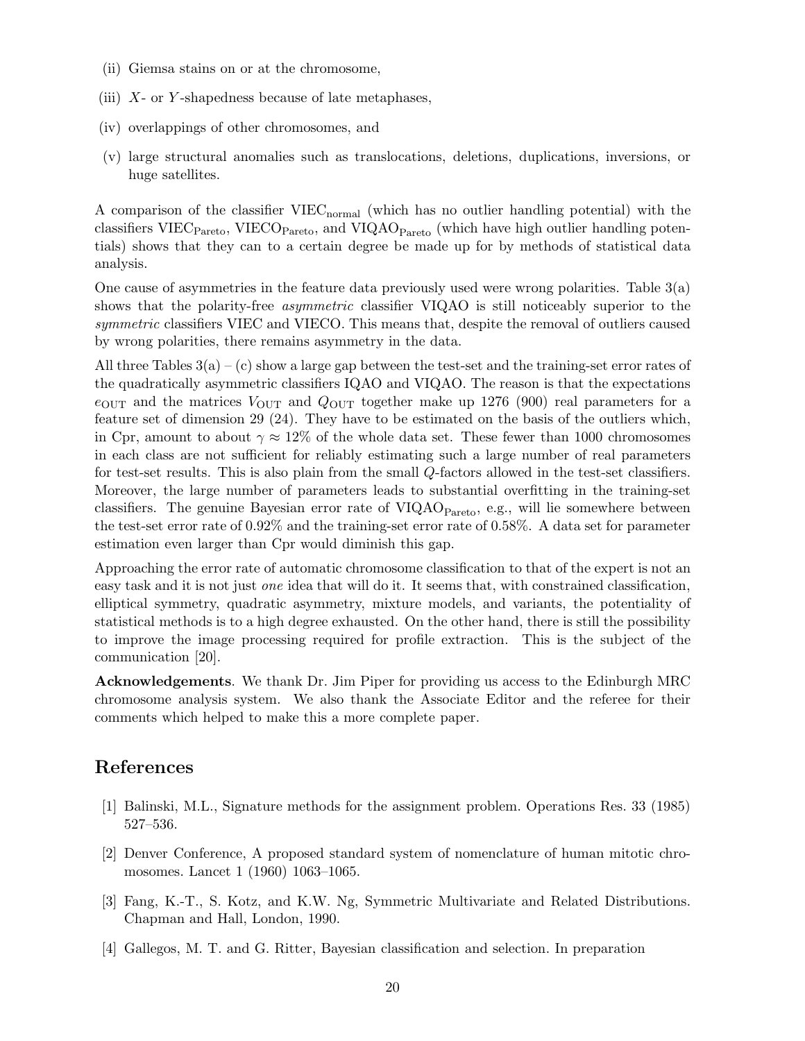(ii) Giemsa stains on or at the chromosome,

(iii) $X$- or $Y$-shapedness because of late metaphases,

(iv) overlappings of other chromosomes, and

(v) large structural anomalies such as translocations, deletions, duplications, inversions, or huge satellites.

A comparison of the classifier $\mathrm{VIEC}_{\mathrm{normal}}$ (which has no outlier handling potential) with the classifiers $\mathrm{VIEC}_{\mathrm{Pareto}}$, $\mathrm{VIECO}_{\mathrm{Pareto}}$, and $\mathrm{VIQAO}_{\mathrm{Pareto}}$ (which have high outlier handling potentials) shows that they can to a certain degree be made up for by methods of statistical data analysis.

One cause of asymmetries in the feature data previously used were wrong polarities. Table 3(a) shows that the polarity-free *asymmetric* classifier VIQAO is still noticeably superior to the *symmetric* classifiers VIEC and VIECO. This means that, despite the removal of outliers caused by wrong polarities, there remains asymmetry in the data.

All three Tables 3(a) – (c) show a large gap between the test-set and the training-set error rates of the quadratically asymmetric classifiers IQAO and VIQAO. The reason is that the expectations $e_{\mathrm{OUT}}$ and the matrices $V_{\mathrm{OUT}}$ and $Q_{\mathrm{OUT}}$ together make up 1276 (900) real parameters for a feature set of dimension 29 (24). They have to be estimated on the basis of the outliers which, in Cpr, amount to about $\gamma \approx 12\%$ of the whole data set. These fewer than 1000 chromosomes in each class are not sufficient for reliably estimating such a large number of real parameters for test-set results. This is also plain from the small $Q$-factors allowed in the test-set classifiers. Moreover, the large number of parameters leads to substantial overfitting in the training-set classifiers. The genuine Bayesian error rate of $\mathrm{VIQAO}_{\mathrm{Pareto}}$, e.g., will lie somewhere between the test-set error rate of 0.92% and the training-set error rate of 0.58%. A data set for parameter estimation even larger than Cpr would diminish this gap.

Approaching the error rate of automatic chromosome classification to that of the expert is not an easy task and it is not just *one* idea that will do it. It seems that, with constrained classification, elliptical symmetry, quadratic asymmetry, mixture models, and variants, the potentiality of statistical methods is to a high degree exhausted. On the other hand, there is still the possibility to improve the image processing required for profile extraction. This is the subject of the communication [20].

**Acknowledgements**. We thank Dr. Jim Piper for providing us access to the Edinburgh MRC chromosome analysis system. We also thank the Associate Editor and the referee for their comments which helped to make this a more complete paper.

## References

[1] Balinski, M.L., Signature methods for the assignment problem. Operations Res. 33 (1985) 527–536.

[2] Denver Conference, A proposed standard system of nomenclature of human mitotic chromosomes. Lancet 1 (1960) 1063–1065.

[3] Fang, K.-T., S. Kotz, and K.W. Ng, Symmetric Multivariate and Related Distributions. Chapman and Hall, London, 1990.

[4] Gallegos, M. T. and G. Ritter, Bayesian classification and selection. In preparation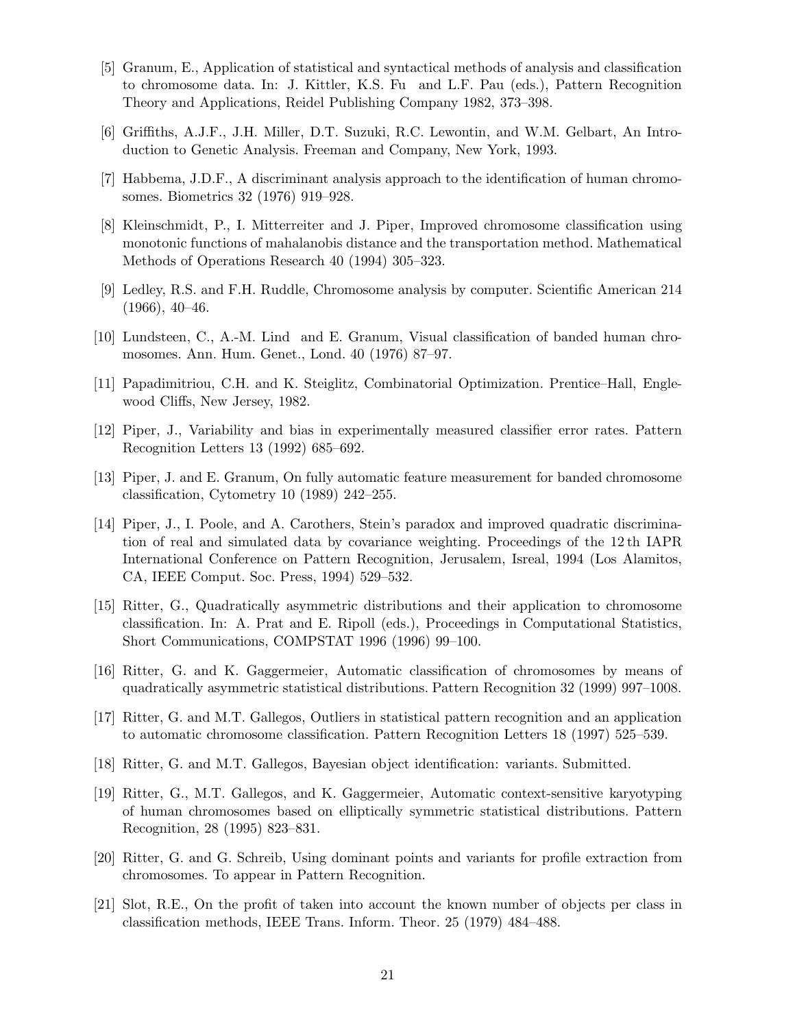[5] Granum, E., Application of statistical and syntactical methods of analysis and classification to chromosome data. In: J. Kittler, K.S. Fu and L.F. Pau (eds.), Pattern Recognition Theory and Applications, Reidel Publishing Company 1982, 373–398.

[6] Griffiths, A.J.F., J.H. Miller, D.T. Suzuki, R.C. Lewontin, and W.M. Gelbart, An Introduction to Genetic Analysis. Freeman and Company, New York, 1993.

[7] Habbema, J.D.F., A discriminant analysis approach to the identification of human chromosomes. Biometrics 32 (1976) 919–928.

[8] Kleinschmidt, P., I. Mitterreiter and J. Piper, Improved chromosome classification using monotonic functions of mahalanobis distance and the transportation method. Mathematical Methods of Operations Research 40 (1994) 305–323.

[9] Ledley, R.S. and F.H. Ruddle, Chromosome analysis by computer. Scientific American 214 (1966), 40–46.

[10] Lundsteen, C., A.-M. Lind and E. Granum, Visual classification of banded human chromosomes. Ann. Hum. Genet., Lond. 40 (1976) 87–97.

[11] Papadimitriou, C.H. and K. Steiglitz, Combinatorial Optimization. Prentice–Hall, Englewood Cliffs, New Jersey, 1982.

[12] Piper, J., Variability and bias in experimentally measured classifier error rates. Pattern Recognition Letters 13 (1992) 685–692.

[13] Piper, J. and E. Granum, On fully automatic feature measurement for banded chromosome classification, Cytometry 10 (1989) 242–255.

[14] Piper, J., I. Poole, and A. Carothers, Stein's paradox and improved quadratic discrimination of real and simulated data by covariance weighting. Proceedings of the 12 th IAPR International Conference on Pattern Recognition, Jerusalem, Isreal, 1994 (Los Alamitos, CA, IEEE Comput. Soc. Press, 1994) 529–532.

[15] Ritter, G., Quadratically asymmetric distributions and their application to chromosome classification. In: A. Prat and E. Ripoll (eds.), Proceedings in Computational Statistics, Short Communications, COMPSTAT 1996 (1996) 99–100.

[16] Ritter, G. and K. Gaggermeier, Automatic classification of chromosomes by means of quadratically asymmetric statistical distributions. Pattern Recognition 32 (1999) 997–1008.

[17] Ritter, G. and M.T. Gallegos, Outliers in statistical pattern recognition and an application to automatic chromosome classification. Pattern Recognition Letters 18 (1997) 525–539.

[18] Ritter, G. and M.T. Gallegos, Bayesian object identification: variants. Submitted.

[19] Ritter, G., M.T. Gallegos, and K. Gaggermeier, Automatic context-sensitive karyotyping of human chromosomes based on elliptically symmetric statistical distributions. Pattern Recognition, 28 (1995) 823–831.

[20] Ritter, G. and G. Schreib, Using dominant points and variants for profile extraction from chromosomes. To appear in Pattern Recognition.

[21] Slot, R.E., On the profit of taken into account the known number of objects per class in classification methods, IEEE Trans. Inform. Theor. 25 (1979) 484–488.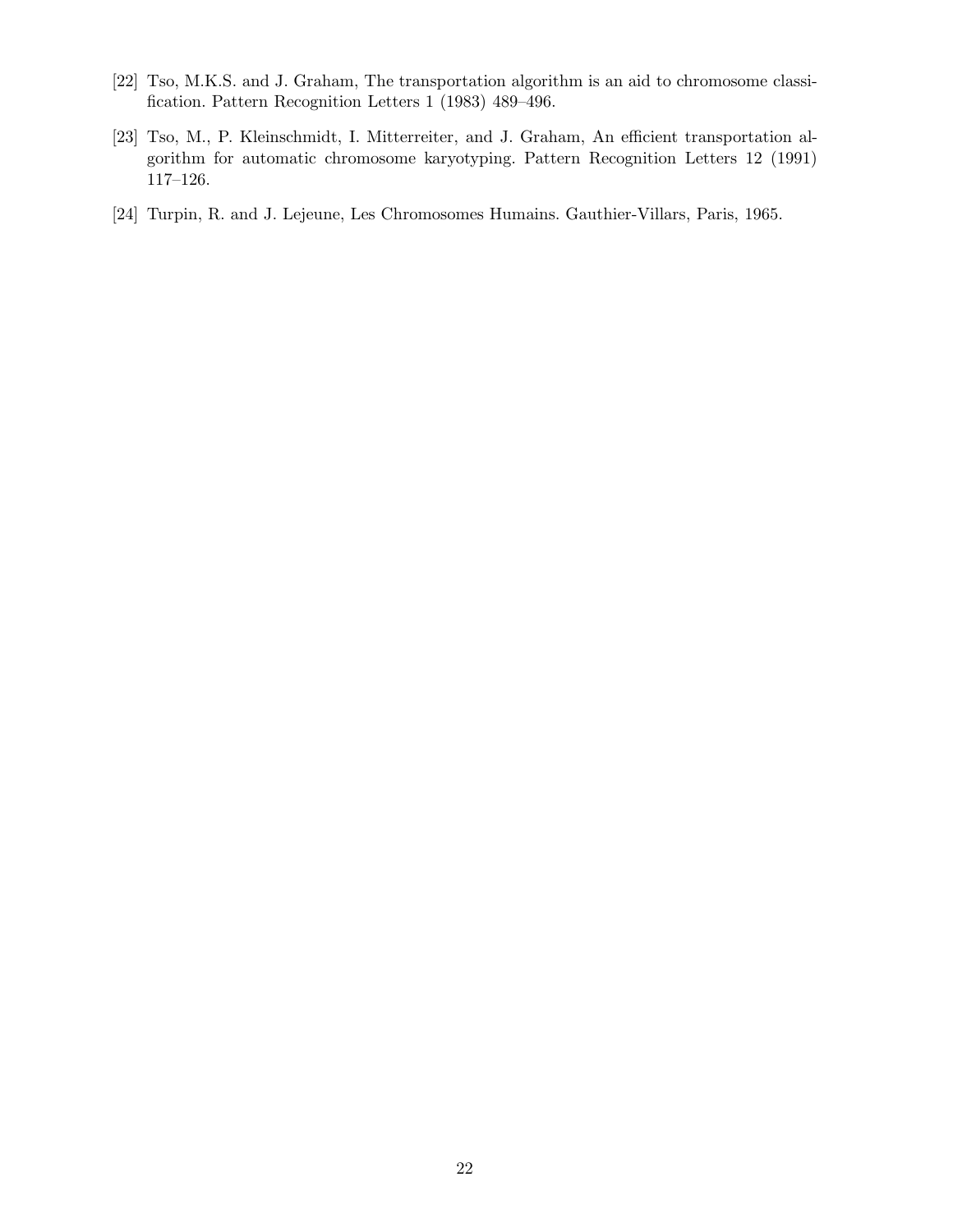[22] Tso, M.K.S. and J. Graham, The transportation algorithm is an aid to chromosome classification. Pattern Recognition Letters 1 (1983) 489–496.

[23] Tso, M., P. Kleinschmidt, I. Mitterreiter, and J. Graham, An efficient transportation algorithm for automatic chromosome karyotyping. Pattern Recognition Letters 12 (1991) 117–126.

[24] Turpin, R. and J. Lejeune, Les Chromosomes Humains. Gauthier-Villars, Paris, 1965.